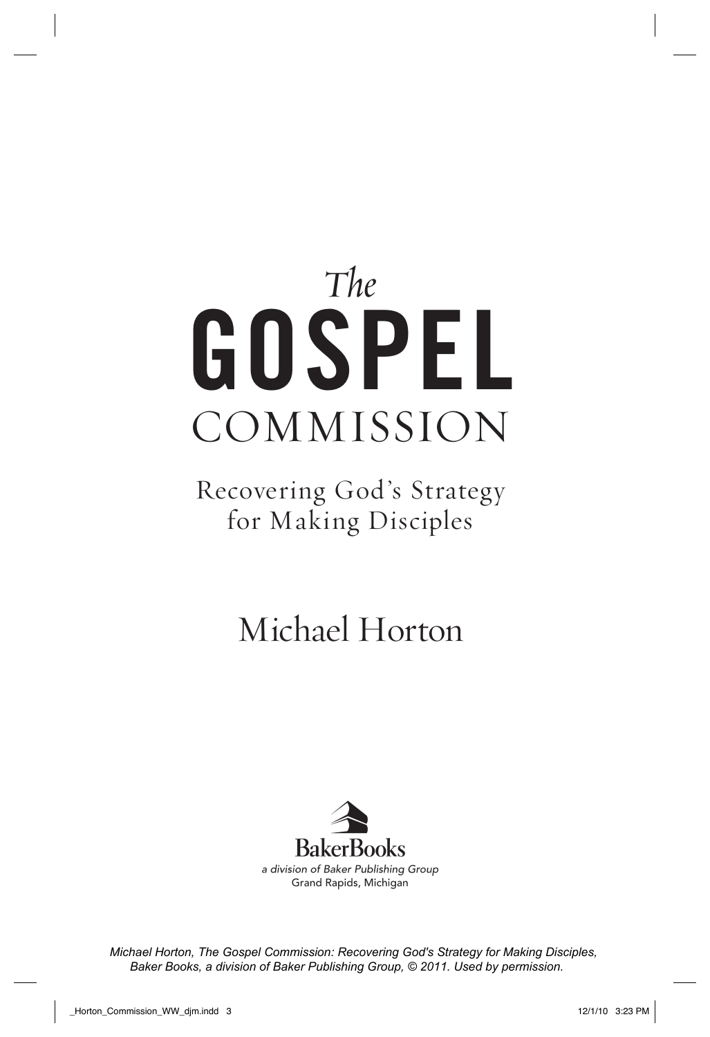# *The* GOSPEL COMMISSION

## Recovering God's Strategy for Making Disciples

### Michael Horton

BakerBooks

*a division of Baker Publishing Group*

Grand Rapids, Michigan

*Michael Horton, The Gospel Commission: Recovering God's Strategy for Making Disciples, Baker Books, a division of Baker Publishing Group, © 2011. Used by permission.*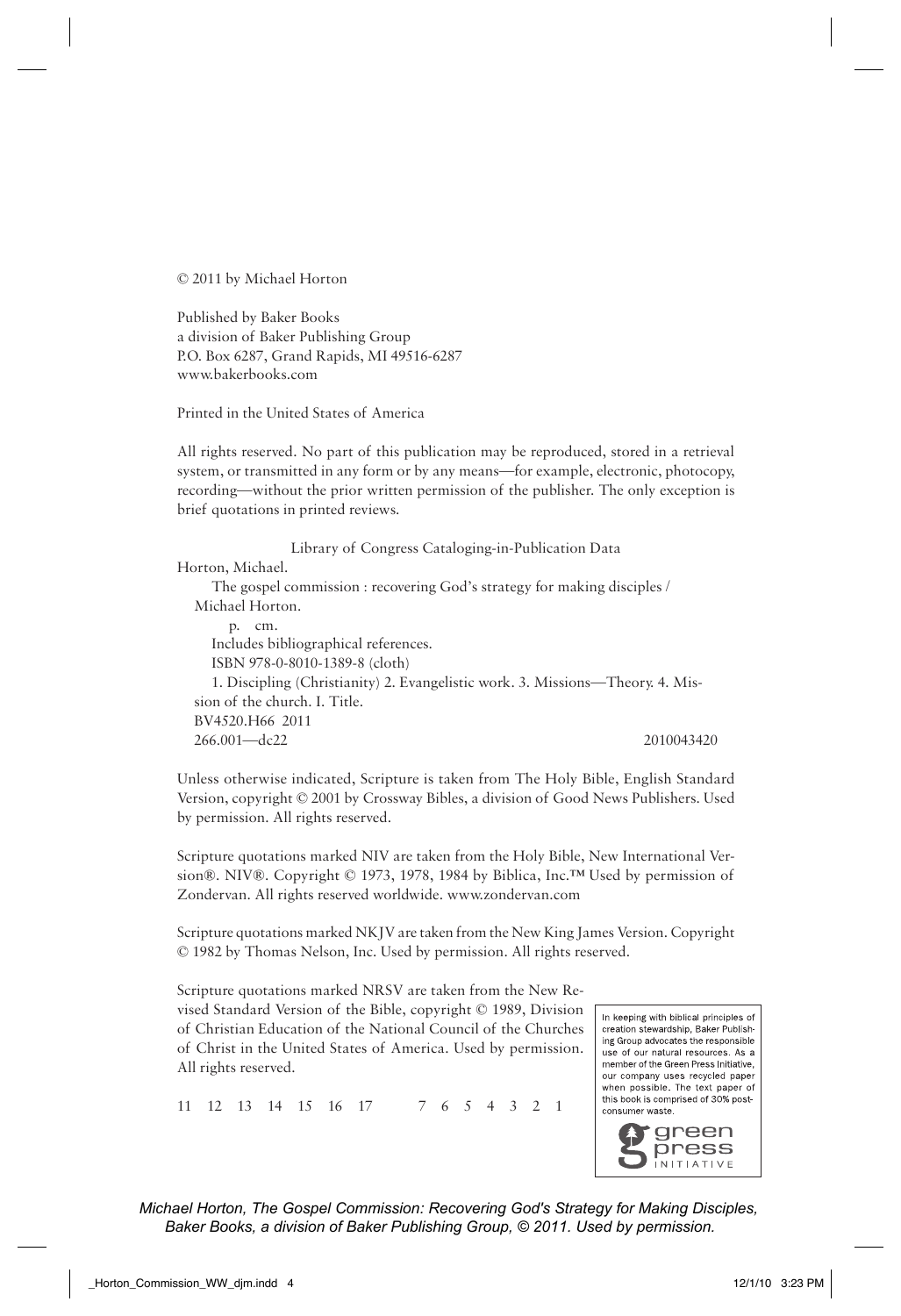© 2011 by Michael Horton

Published by Baker Books
a division of Baker Publishing Group
P.O. Box 6287, Grand Rapids, MI 49516-6287
www.bakerbooks.com

Printed in the United States of America

All rights reserved. No part of this publication may be reproduced, stored in a retrieval system, or transmitted in any form or by any means—for example, electronic, photocopy, recording—without the prior written permission of the publisher. The only exception is brief quotations in printed reviews.

Library of Congress Cataloging-in-Publication Data

Horton, Michael.
The gospel commission : recovering God's strategy for making disciples / Michael Horton.
p. cm.
Includes bibliographical references.
ISBN 978-0-8010-1389-8 (cloth)
1. Discipling (Christianity) 2. Evangelistic work. 3. Missions—Theory. 4. Mission of the church. I. Title.
BV4520.H66 2011
266.001—dc22 2010043420

Unless otherwise indicated, Scripture is taken from The Holy Bible, English Standard Version, copyright © 2001 by Crossway Bibles, a division of Good News Publishers. Used by permission. All rights reserved.

Scripture quotations marked NIV are taken from the Holy Bible, New International Version®. NIV®. Copyright © 1973, 1978, 1984 by Biblica, Inc.™ Used by permission of Zondervan. All rights reserved worldwide. www.zondervan.com

Scripture quotations marked NKJV are taken from the New King James Version. Copyright © 1982 by Thomas Nelson, Inc. Used by permission. All rights reserved.

Scripture quotations marked NRSV are taken from the New Revised Standard Version of the Bible, copyright © 1989, Division of Christian Education of the National Council of the Churches of Christ in the United States of America. Used by permission. All rights reserved.

11 12 13 14 15 16 17 7 6 5 4 3 2 1

In keeping with biblical principles of creation stewardship, Baker Publishing Group advocates the responsible use of our natural resources. As a member of the Green Press Initiative, our company uses recycled paper when possible. The text paper of this book is comprised of 30% post-consumer waste.

green press INITIATIVE

*Michael Horton, The Gospel Commission: Recovering God's Strategy for Making Disciples, Baker Books, a division of Baker Publishing Group, © 2011. Used by permission.*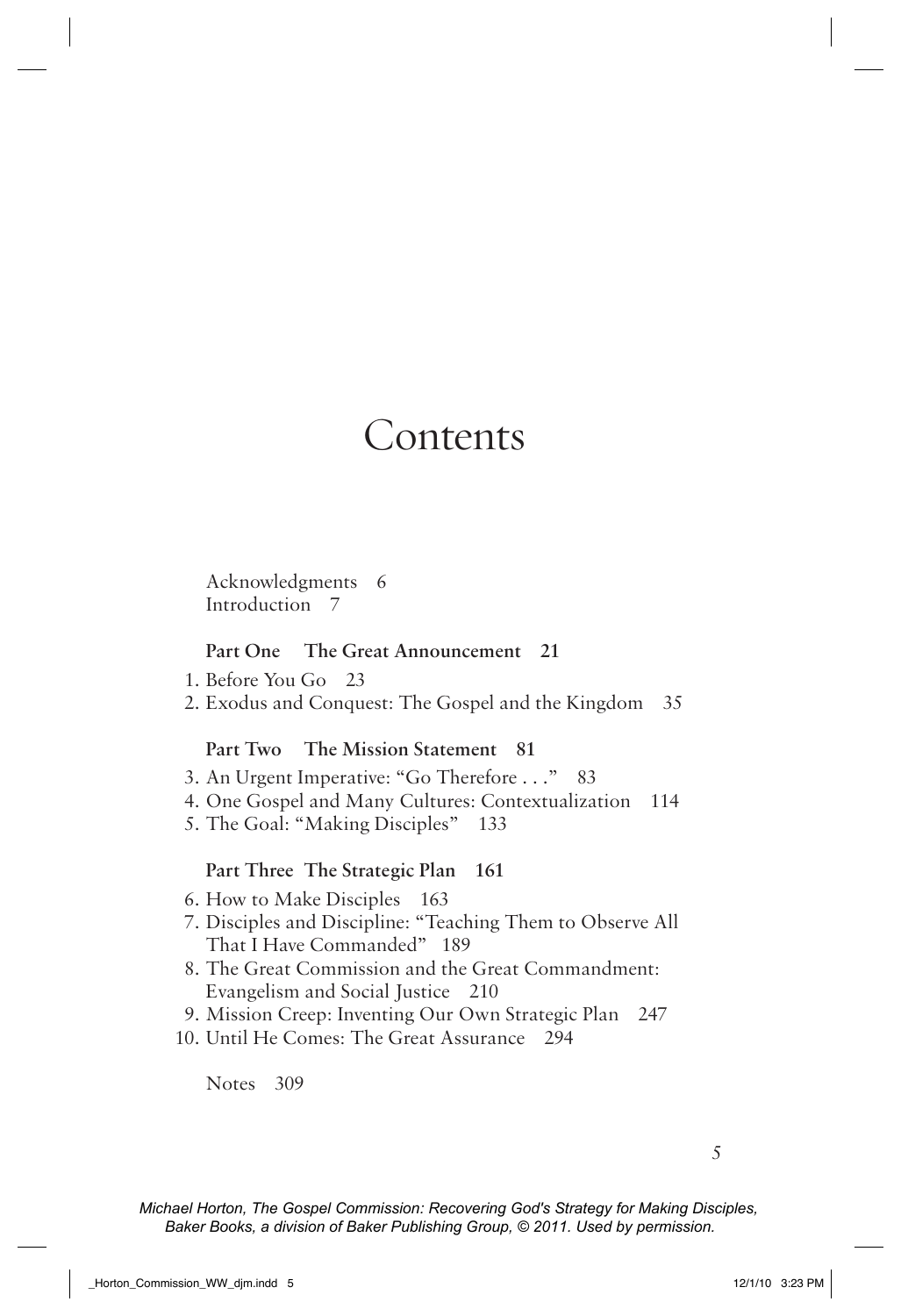# Contents

Acknowledgments 6
Introduction 7

**Part One The Great Announcement 21**

1. Before You Go 23
2. Exodus and Conquest: The Gospel and the Kingdom 35

**Part Two The Mission Statement 81**

3. An Urgent Imperative: "Go Therefore . . ." 83
4. One Gospel and Many Cultures: Contextualization 114
5. The Goal: "Making Disciples" 133

**Part Three The Strategic Plan 161**

6. How to Make Disciples 163
7. Disciples and Discipline: "Teaching Them to Observe All That I Have Commanded" 189
8. The Great Commission and the Great Commandment: Evangelism and Social Justice 210
9. Mission Creep: Inventing Our Own Strategic Plan 247
10. Until He Comes: The Great Assurance 294

Notes 309

*Michael Horton, The Gospel Commission: Recovering God's Strategy for Making Disciples, Baker Books, a division of Baker Publishing Group, © 2011. Used by permission.*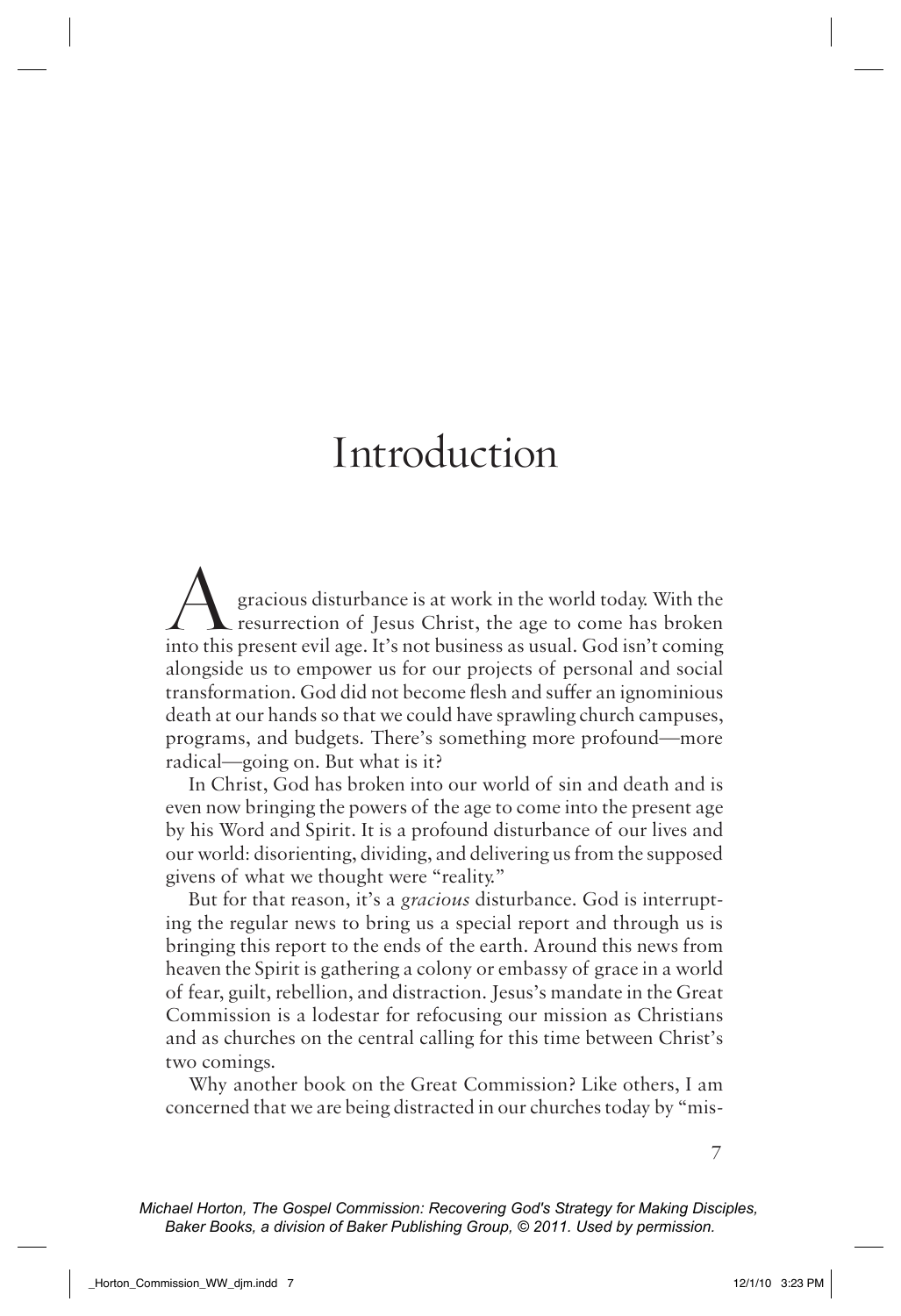# Introduction

A gracious disturbance is at work in the world today. With the resurrection of Jesus Christ, the age to come has broken into this present evil age. It's not business as usual. God isn't coming alongside us to empower us for our projects of personal and social transformation. God did not become flesh and suffer an ignominious death at our hands so that we could have sprawling church campuses, programs, and budgets. There's something more profound—more radical—going on. But what is it?

In Christ, God has broken into our world of sin and death and is even now bringing the powers of the age to come into the present age by his Word and Spirit. It is a profound disturbance of our lives and our world: disorienting, dividing, and delivering us from the supposed givens of what we thought were "reality."

But for that reason, it's a *gracious* disturbance. God is interrupting the regular news to bring us a special report and through us is bringing this report to the ends of the earth. Around this news from heaven the Spirit is gathering a colony or embassy of grace in a world of fear, guilt, rebellion, and distraction. Jesus's mandate in the Great Commission is a lodestar for refocusing our mission as Christians and as churches on the central calling for this time between Christ's two comings.

Why another book on the Great Commission? Like others, I am concerned that we are being distracted in our churches today by "mis-

*Michael Horton, The Gospel Commission: Recovering God's Strategy for Making Disciples, Baker Books, a division of Baker Publishing Group, © 2011. Used by permission.*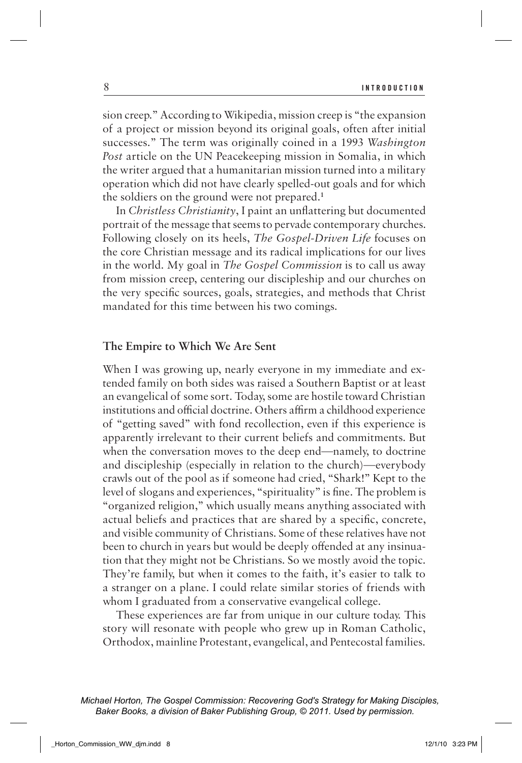sion creep." According to Wikipedia, mission creep is "the expansion of a project or mission beyond its original goals, often after initial successes." The term was originally coined in a 1993 *Washington Post* article on the UN Peacekeeping mission in Somalia, in which the writer argued that a humanitarian mission turned into a military operation which did not have clearly spelled-out goals and for which the soldiers on the ground were not prepared.[1]

In *Christless Christianity*, I paint an unflattering but documented portrait of the message that seems to pervade contemporary churches. Following closely on its heels, *The Gospel-Driven Life* focuses on the core Christian message and its radical implications for our lives in the world. My goal in *The Gospel Commission* is to call us away from mission creep, centering our discipleship and our churches on the very specific sources, goals, strategies, and methods that Christ mandated for this time between his two comings.

## The Empire to Which We Are Sent

When I was growing up, nearly everyone in my immediate and extended family on both sides was raised a Southern Baptist or at least an evangelical of some sort. Today, some are hostile toward Christian institutions and official doctrine. Others affirm a childhood experience of "getting saved" with fond recollection, even if this experience is apparently irrelevant to their current beliefs and commitments. But when the conversation moves to the deep end—namely, to doctrine and discipleship (especially in relation to the church)—everybody crawls out of the pool as if someone had cried, "Shark!" Kept to the level of slogans and experiences, "spirituality" is fine. The problem is "organized religion," which usually means anything associated with actual beliefs and practices that are shared by a specific, concrete, and visible community of Christians. Some of these relatives have not been to church in years but would be deeply offended at any insinuation that they might not be Christians. So we mostly avoid the topic. They're family, but when it comes to the faith, it's easier to talk to a stranger on a plane. I could relate similar stories of friends with whom I graduated from a conservative evangelical college.

These experiences are far from unique in our culture today. This story will resonate with people who grew up in Roman Catholic, Orthodox, mainline Protestant, evangelical, and Pentecostal families.

*Michael Horton, The Gospel Commission: Recovering God's Strategy for Making Disciples, Baker Books, a division of Baker Publishing Group, © 2011. Used by permission.*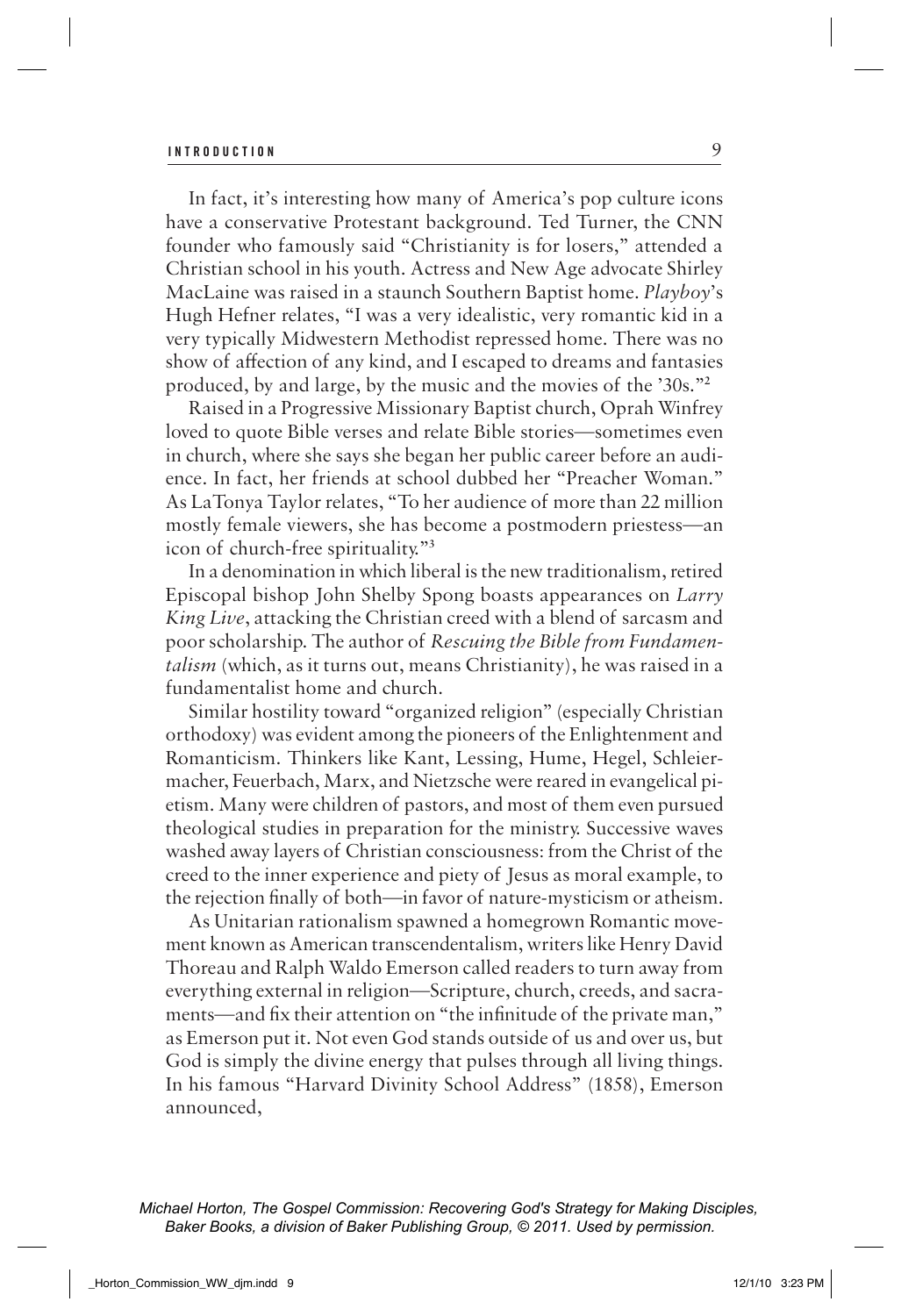In fact, it's interesting how many of America's pop culture icons have a conservative Protestant background. Ted Turner, the CNN founder who famously said "Christianity is for losers," attended a Christian school in his youth. Actress and New Age advocate Shirley MacLaine was raised in a staunch Southern Baptist home. *Playboy*'s Hugh Hefner relates, "I was a very idealistic, very romantic kid in a very typically Midwestern Methodist repressed home. There was no show of affection of any kind, and I escaped to dreams and fantasies produced, by and large, by the music and the movies of the '30s."[2]

Raised in a Progressive Missionary Baptist church, Oprah Winfrey loved to quote Bible verses and relate Bible stories—sometimes even in church, where she says she began her public career before an audience. In fact, her friends at school dubbed her "Preacher Woman." As LaTonya Taylor relates, "To her audience of more than 22 million mostly female viewers, she has become a postmodern priestess—an icon of church-free spirituality."[3]

In a denomination in which liberal is the new traditionalism, retired Episcopal bishop John Shelby Spong boasts appearances on *Larry King Live*, attacking the Christian creed with a blend of sarcasm and poor scholarship. The author of *Rescuing the Bible from Fundamentalism* (which, as it turns out, means Christianity), he was raised in a fundamentalist home and church.

Similar hostility toward "organized religion" (especially Christian orthodoxy) was evident among the pioneers of the Enlightenment and Romanticism. Thinkers like Kant, Lessing, Hume, Hegel, Schleiermacher, Feuerbach, Marx, and Nietzsche were reared in evangelical pietism. Many were children of pastors, and most of them even pursued theological studies in preparation for the ministry. Successive waves washed away layers of Christian consciousness: from the Christ of the creed to the inner experience and piety of Jesus as moral example, to the rejection finally of both—in favor of nature-mysticism or atheism.

As Unitarian rationalism spawned a homegrown Romantic movement known as American transcendentalism, writers like Henry David Thoreau and Ralph Waldo Emerson called readers to turn away from everything external in religion—Scripture, church, creeds, and sacraments—and fix their attention on "the infinitude of the private man," as Emerson put it. Not even God stands outside of us and over us, but God is simply the divine energy that pulses through all living things. In his famous "Harvard Divinity School Address" (1858), Emerson announced,

*Michael Horton, The Gospel Commission: Recovering God's Strategy for Making Disciples, Baker Books, a division of Baker Publishing Group, © 2011. Used by permission.*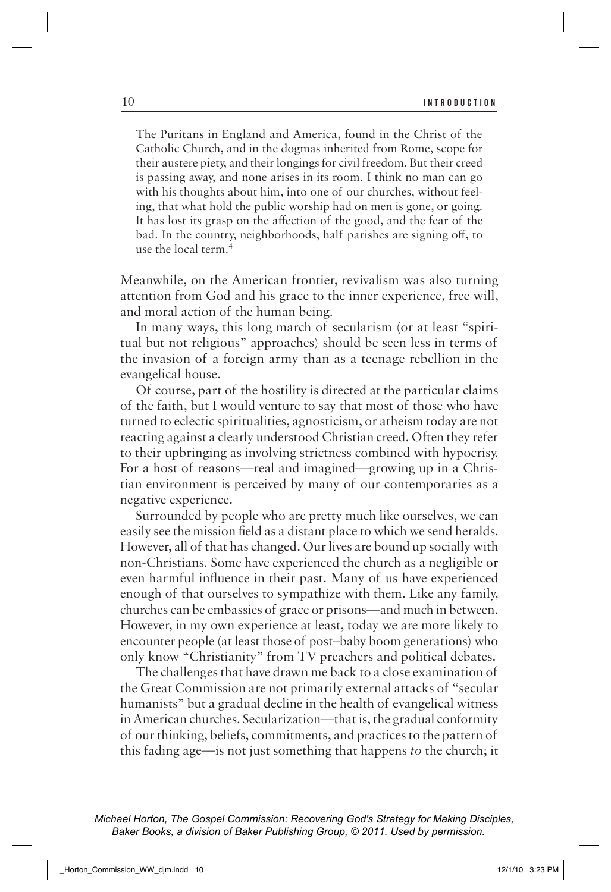> The Puritans in England and America, found in the Christ of the Catholic Church, and in the dogmas inherited from Rome, scope for their austere piety, and their longings for civil freedom. But their creed is passing away, and none arises in its room. I think no man can go with his thoughts about him, into one of our churches, without feeling, that what hold the public worship had on men is gone, or going. It has lost its grasp on the affection of the good, and the fear of the bad. In the country, neighborhoods, half parishes are signing off, to use the local term.[4]

Meanwhile, on the American frontier, revivalism was also turning attention from God and his grace to the inner experience, free will, and moral action of the human being.

In many ways, this long march of secularism (or at least "spiritual but not religious" approaches) should be seen less in terms of the invasion of a foreign army than as a teenage rebellion in the evangelical house.

Of course, part of the hostility is directed at the particular claims of the faith, but I would venture to say that most of those who have turned to eclectic spiritualities, agnosticism, or atheism today are not reacting against a clearly understood Christian creed. Often they refer to their upbringing as involving strictness combined with hypocrisy. For a host of reasons—real and imagined—growing up in a Christian environment is perceived by many of our contemporaries as a negative experience.

Surrounded by people who are pretty much like ourselves, we can easily see the mission field as a distant place to which we send heralds. However, all of that has changed. Our lives are bound up socially with non-Christians. Some have experienced the church as a negligible or even harmful influence in their past. Many of us have experienced enough of that ourselves to sympathize with them. Like any family, churches can be embassies of grace or prisons—and much in between. However, in my own experience at least, today we are more likely to encounter people (at least those of post–baby boom generations) who only know "Christianity" from TV preachers and political debates.

The challenges that have drawn me back to a close examination of the Great Commission are not primarily external attacks of "secular humanists" but a gradual decline in the health of evangelical witness in American churches. Secularization—that is, the gradual conformity of our thinking, beliefs, commitments, and practices to the pattern of this fading age—is not just something that happens *to* the church; it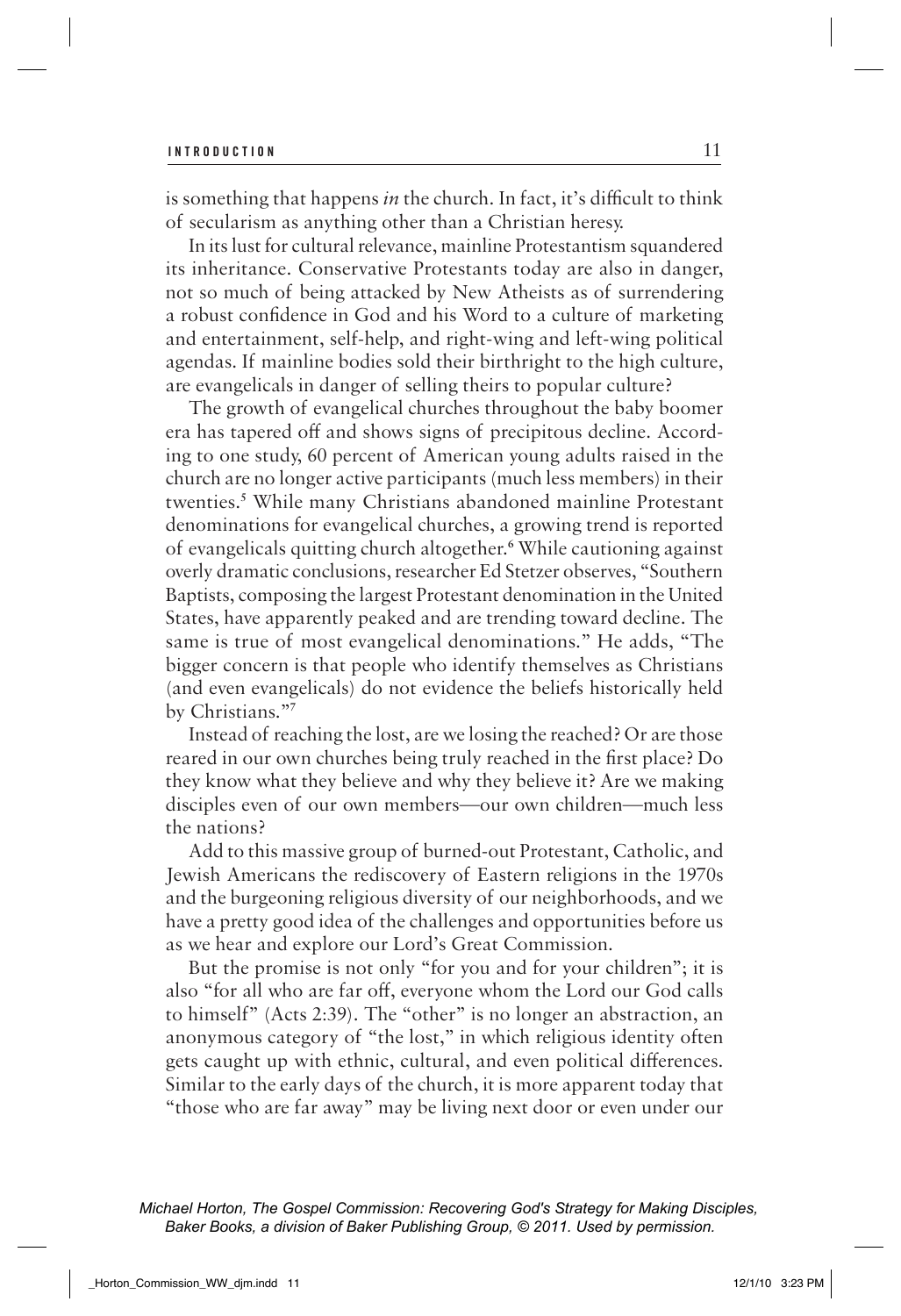is something that happens *in* the church. In fact, it's difficult to think of secularism as anything other than a Christian heresy.

In its lust for cultural relevance, mainline Protestantism squandered its inheritance. Conservative Protestants today are also in danger, not so much of being attacked by New Atheists as of surrendering a robust confidence in God and his Word to a culture of marketing and entertainment, self-help, and right-wing and left-wing political agendas. If mainline bodies sold their birthright to the high culture, are evangelicals in danger of selling theirs to popular culture?

The growth of evangelical churches throughout the baby boomer era has tapered off and shows signs of precipitous decline. According to one study, 60 percent of American young adults raised in the church are no longer active participants (much less members) in their twenties.[5] While many Christians abandoned mainline Protestant denominations for evangelical churches, a growing trend is reported of evangelicals quitting church altogether.[6] While cautioning against overly dramatic conclusions, researcher Ed Stetzer observes, "Southern Baptists, composing the largest Protestant denomination in the United States, have apparently peaked and are trending toward decline. The same is true of most evangelical denominations." He adds, "The bigger concern is that people who identify themselves as Christians (and even evangelicals) do not evidence the beliefs historically held by Christians."[7]

Instead of reaching the lost, are we losing the reached? Or are those reared in our own churches being truly reached in the first place? Do they know what they believe and why they believe it? Are we making disciples even of our own members—our own children—much less the nations?

Add to this massive group of burned-out Protestant, Catholic, and Jewish Americans the rediscovery of Eastern religions in the 1970s and the burgeoning religious diversity of our neighborhoods, and we have a pretty good idea of the challenges and opportunities before us as we hear and explore our Lord's Great Commission.

But the promise is not only "for you and for your children"; it is also "for all who are far off, everyone whom the Lord our God calls to himself" (Acts 2:39). The "other" is no longer an abstraction, an anonymous category of "the lost," in which religious identity often gets caught up with ethnic, cultural, and even political differences. Similar to the early days of the church, it is more apparent today that "those who are far away" may be living next door or even under our

*Michael Horton, The Gospel Commission: Recovering God's Strategy for Making Disciples, Baker Books, a division of Baker Publishing Group, © 2011. Used by permission.*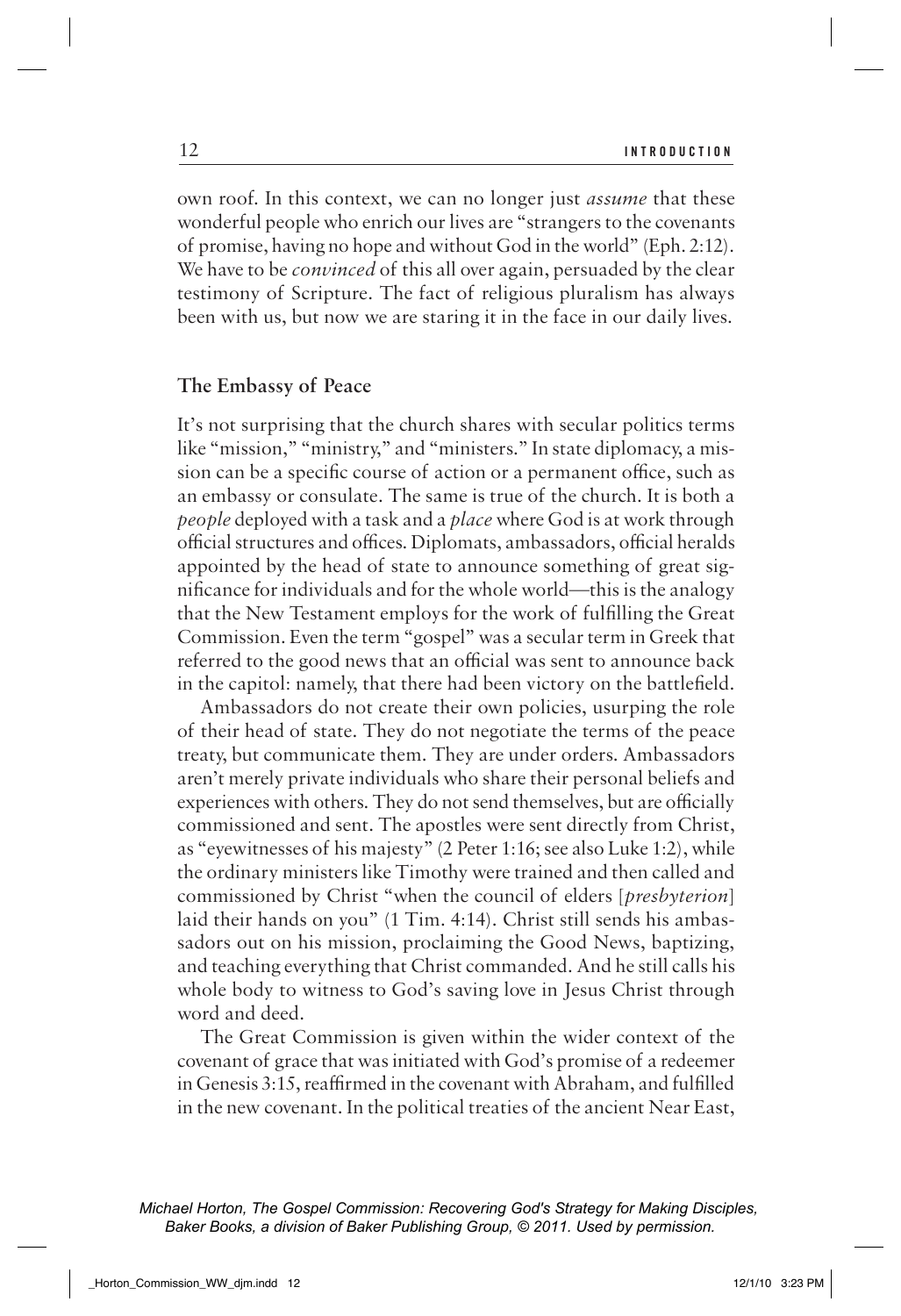own roof. In this context, we can no longer just *assume* that these wonderful people who enrich our lives are "strangers to the covenants of promise, having no hope and without God in the world" (Eph. 2:12). We have to be *convinced* of this all over again, persuaded by the clear testimony of Scripture. The fact of religious pluralism has always been with us, but now we are staring it in the face in our daily lives.

## The Embassy of Peace

It's not surprising that the church shares with secular politics terms like "mission," "ministry," and "ministers." In state diplomacy, a mission can be a specific course of action or a permanent office, such as an embassy or consulate. The same is true of the church. It is both a *people* deployed with a task and a *place* where God is at work through official structures and offices. Diplomats, ambassadors, official heralds appointed by the head of state to announce something of great significance for individuals and for the whole world—this is the analogy that the New Testament employs for the work of fulfilling the Great Commission. Even the term "gospel" was a secular term in Greek that referred to the good news that an official was sent to announce back in the capitol: namely, that there had been victory on the battlefield.

Ambassadors do not create their own policies, usurping the role of their head of state. They do not negotiate the terms of the peace treaty, but communicate them. They are under orders. Ambassadors aren't merely private individuals who share their personal beliefs and experiences with others. They do not send themselves, but are officially commissioned and sent. The apostles were sent directly from Christ, as "eyewitnesses of his majesty" (2 Peter 1:16; see also Luke 1:2), while the ordinary ministers like Timothy were trained and then called and commissioned by Christ "when the council of elders [*presbyterion*] laid their hands on you" (1 Tim. 4:14). Christ still sends his ambassadors out on his mission, proclaiming the Good News, baptizing, and teaching everything that Christ commanded. And he still calls his whole body to witness to God's saving love in Jesus Christ through word and deed.

The Great Commission is given within the wider context of the covenant of grace that was initiated with God's promise of a redeemer in Genesis 3:15, reaffirmed in the covenant with Abraham, and fulfilled in the new covenant. In the political treaties of the ancient Near East,

*Michael Horton, The Gospel Commission: Recovering God's Strategy for Making Disciples, Baker Books, a division of Baker Publishing Group, © 2011. Used by permission.*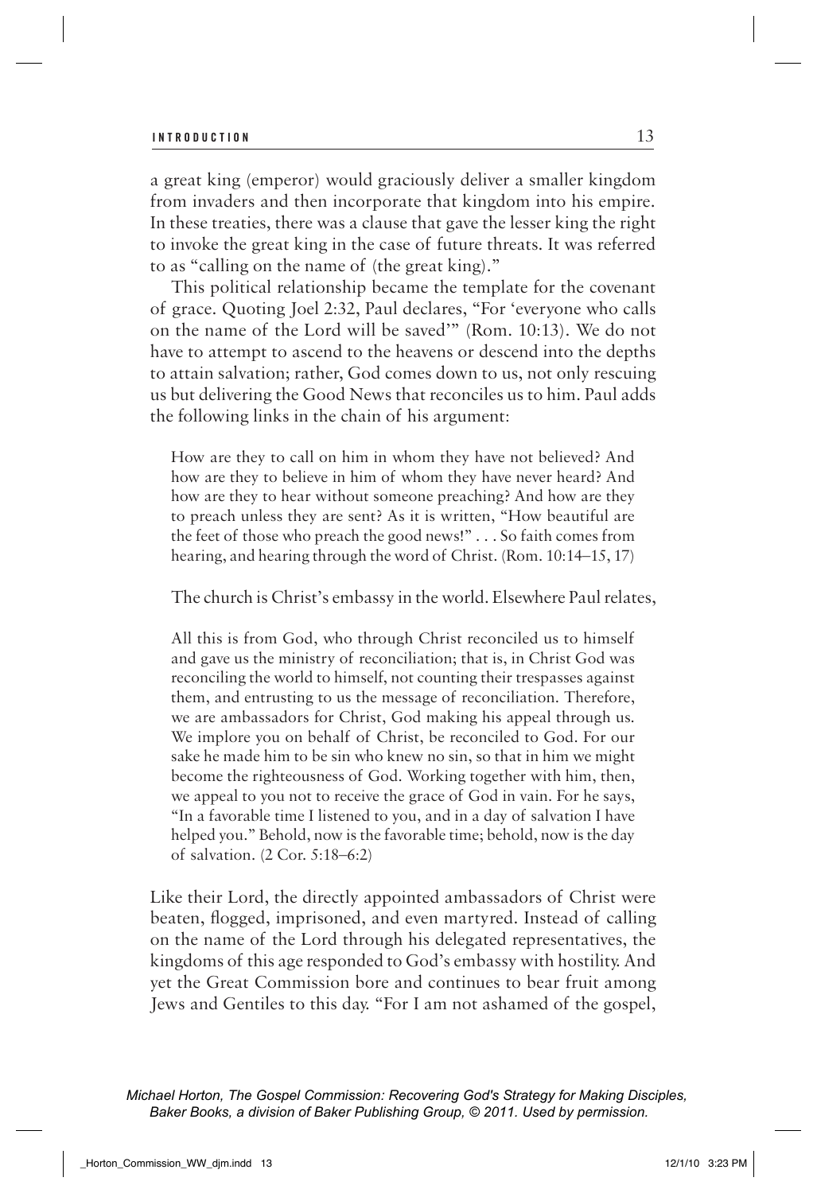a great king (emperor) would graciously deliver a smaller kingdom from invaders and then incorporate that kingdom into his empire. In these treaties, there was a clause that gave the lesser king the right to invoke the great king in the case of future threats. It was referred to as "calling on the name of (the great king)."

This political relationship became the template for the covenant of grace. Quoting Joel 2:32, Paul declares, "For 'everyone who calls on the name of the Lord will be saved'" (Rom. 10:13). We do not have to attempt to ascend to the heavens or descend into the depths to attain salvation; rather, God comes down to us, not only rescuing us but delivering the Good News that reconciles us to him. Paul adds the following links in the chain of his argument:

> How are they to call on him in whom they have not believed? And how are they to believe in him of whom they have never heard? And how are they to hear without someone preaching? And how are they to preach unless they are sent? As it is written, "How beautiful are the feet of those who preach the good news!" . . . So faith comes from hearing, and hearing through the word of Christ. (Rom. 10:14–15, 17)

The church is Christ's embassy in the world. Elsewhere Paul relates,

> All this is from God, who through Christ reconciled us to himself and gave us the ministry of reconciliation; that is, in Christ God was reconciling the world to himself, not counting their trespasses against them, and entrusting to us the message of reconciliation. Therefore, we are ambassadors for Christ, God making his appeal through us. We implore you on behalf of Christ, be reconciled to God. For our sake he made him to be sin who knew no sin, so that in him we might become the righteousness of God. Working together with him, then, we appeal to you not to receive the grace of God in vain. For he says, "In a favorable time I listened to you, and in a day of salvation I have helped you." Behold, now is the favorable time; behold, now is the day of salvation. (2 Cor. 5:18–6:2)

Like their Lord, the directly appointed ambassadors of Christ were beaten, flogged, imprisoned, and even martyred. Instead of calling on the name of the Lord through his delegated representatives, the kingdoms of this age responded to God's embassy with hostility. And yet the Great Commission bore and continues to bear fruit among Jews and Gentiles to this day. "For I am not ashamed of the gospel,

*Michael Horton, The Gospel Commission: Recovering God's Strategy for Making Disciples, Baker Books, a division of Baker Publishing Group, © 2011. Used by permission.*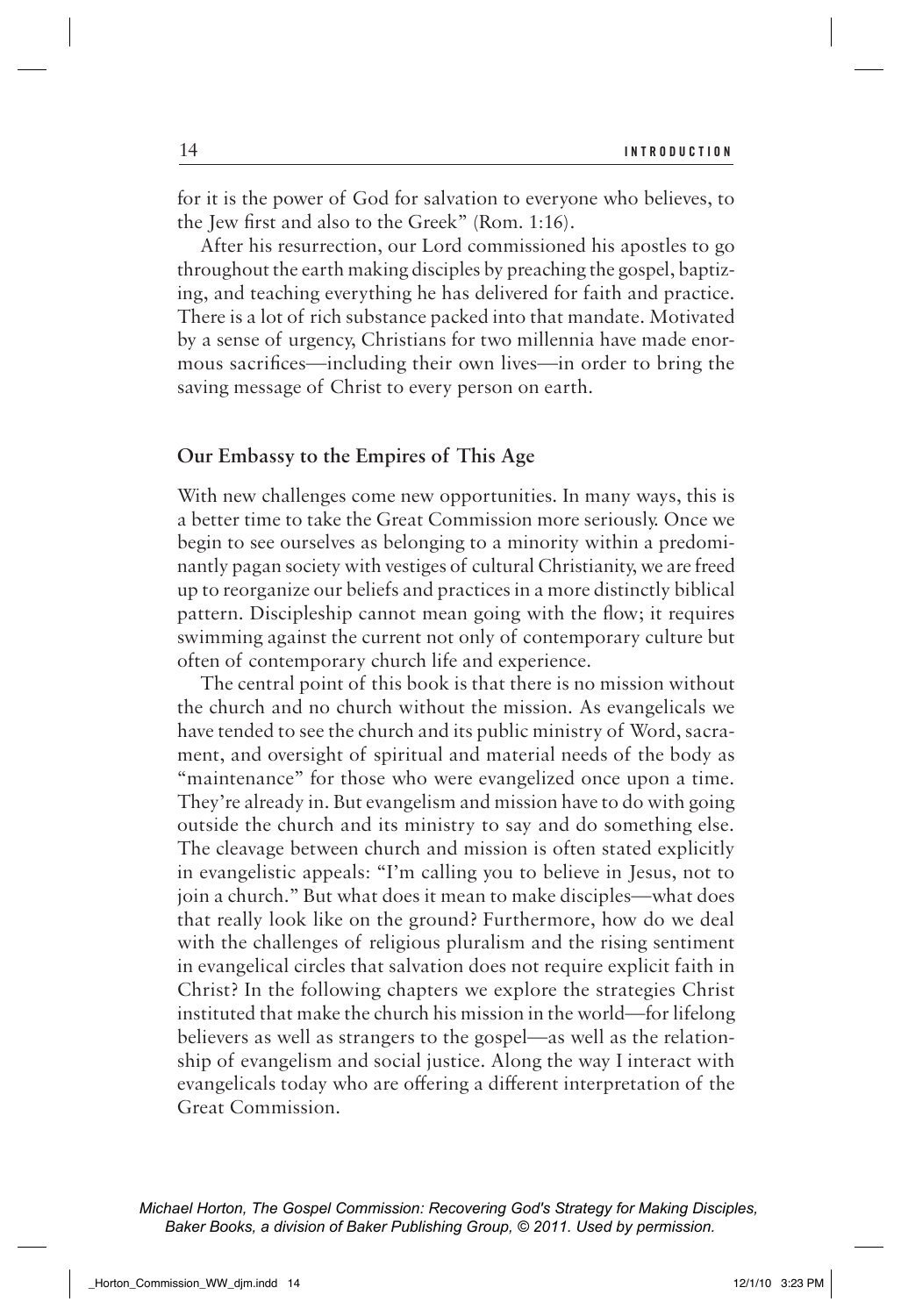for it is the power of God for salvation to everyone who believes, to the Jew first and also to the Greek" (Rom. 1:16).

After his resurrection, our Lord commissioned his apostles to go throughout the earth making disciples by preaching the gospel, baptizing, and teaching everything he has delivered for faith and practice. There is a lot of rich substance packed into that mandate. Motivated by a sense of urgency, Christians for two millennia have made enormous sacrifices—including their own lives—in order to bring the saving message of Christ to every person on earth.

## Our Embassy to the Empires of This Age

With new challenges come new opportunities. In many ways, this is a better time to take the Great Commission more seriously. Once we begin to see ourselves as belonging to a minority within a predominantly pagan society with vestiges of cultural Christianity, we are freed up to reorganize our beliefs and practices in a more distinctly biblical pattern. Discipleship cannot mean going with the flow; it requires swimming against the current not only of contemporary culture but often of contemporary church life and experience.

The central point of this book is that there is no mission without the church and no church without the mission. As evangelicals we have tended to see the church and its public ministry of Word, sacrament, and oversight of spiritual and material needs of the body as "maintenance" for those who were evangelized once upon a time. They're already in. But evangelism and mission have to do with going outside the church and its ministry to say and do something else. The cleavage between church and mission is often stated explicitly in evangelistic appeals: "I'm calling you to believe in Jesus, not to join a church." But what does it mean to make disciples—what does that really look like on the ground? Furthermore, how do we deal with the challenges of religious pluralism and the rising sentiment in evangelical circles that salvation does not require explicit faith in Christ? In the following chapters we explore the strategies Christ instituted that make the church his mission in the world—for lifelong believers as well as strangers to the gospel—as well as the relationship of evangelism and social justice. Along the way I interact with evangelicals today who are offering a different interpretation of the Great Commission.

*Michael Horton, The Gospel Commission: Recovering God's Strategy for Making Disciples, Baker Books, a division of Baker Publishing Group, © 2011. Used by permission.*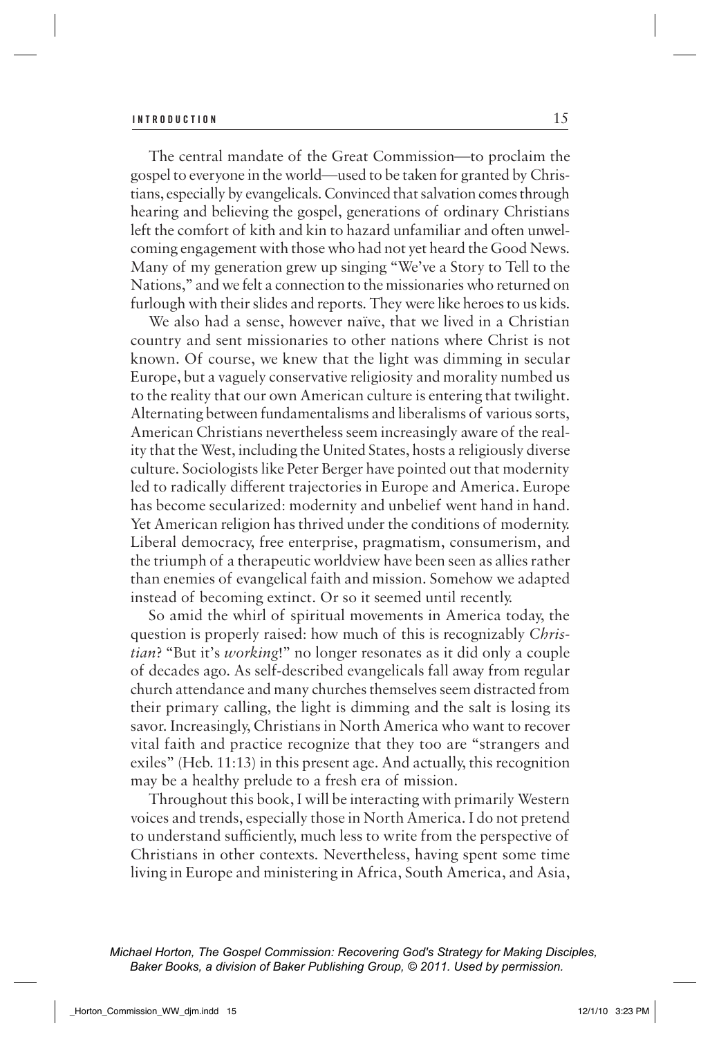The central mandate of the Great Commission—to proclaim the gospel to everyone in the world—used to be taken for granted by Christians, especially by evangelicals. Convinced that salvation comes through hearing and believing the gospel, generations of ordinary Christians left the comfort of kith and kin to hazard unfamiliar and often unwelcoming engagement with those who had not yet heard the Good News. Many of my generation grew up singing "We've a Story to Tell to the Nations," and we felt a connection to the missionaries who returned on furlough with their slides and reports. They were like heroes to us kids.

We also had a sense, however naïve, that we lived in a Christian country and sent missionaries to other nations where Christ is not known. Of course, we knew that the light was dimming in secular Europe, but a vaguely conservative religiosity and morality numbed us to the reality that our own American culture is entering that twilight. Alternating between fundamentalisms and liberalisms of various sorts, American Christians nevertheless seem increasingly aware of the reality that the West, including the United States, hosts a religiously diverse culture. Sociologists like Peter Berger have pointed out that modernity led to radically different trajectories in Europe and America. Europe has become secularized: modernity and unbelief went hand in hand. Yet American religion has thrived under the conditions of modernity. Liberal democracy, free enterprise, pragmatism, consumerism, and the triumph of a therapeutic worldview have been seen as allies rather than enemies of evangelical faith and mission. Somehow we adapted instead of becoming extinct. Or so it seemed until recently.

So amid the whirl of spiritual movements in America today, the question is properly raised: how much of this is recognizably *Christian*? "But it's *working*!" no longer resonates as it did only a couple of decades ago. As self-described evangelicals fall away from regular church attendance and many churches themselves seem distracted from their primary calling, the light is dimming and the salt is losing its savor. Increasingly, Christians in North America who want to recover vital faith and practice recognize that they too are "strangers and exiles" (Heb. 11:13) in this present age. And actually, this recognition may be a healthy prelude to a fresh era of mission.

Throughout this book, I will be interacting with primarily Western voices and trends, especially those in North America. I do not pretend to understand sufficiently, much less to write from the perspective of Christians in other contexts. Nevertheless, having spent some time living in Europe and ministering in Africa, South America, and Asia,

*Michael Horton, The Gospel Commission: Recovering God's Strategy for Making Disciples, Baker Books, a division of Baker Publishing Group, © 2011. Used by permission.*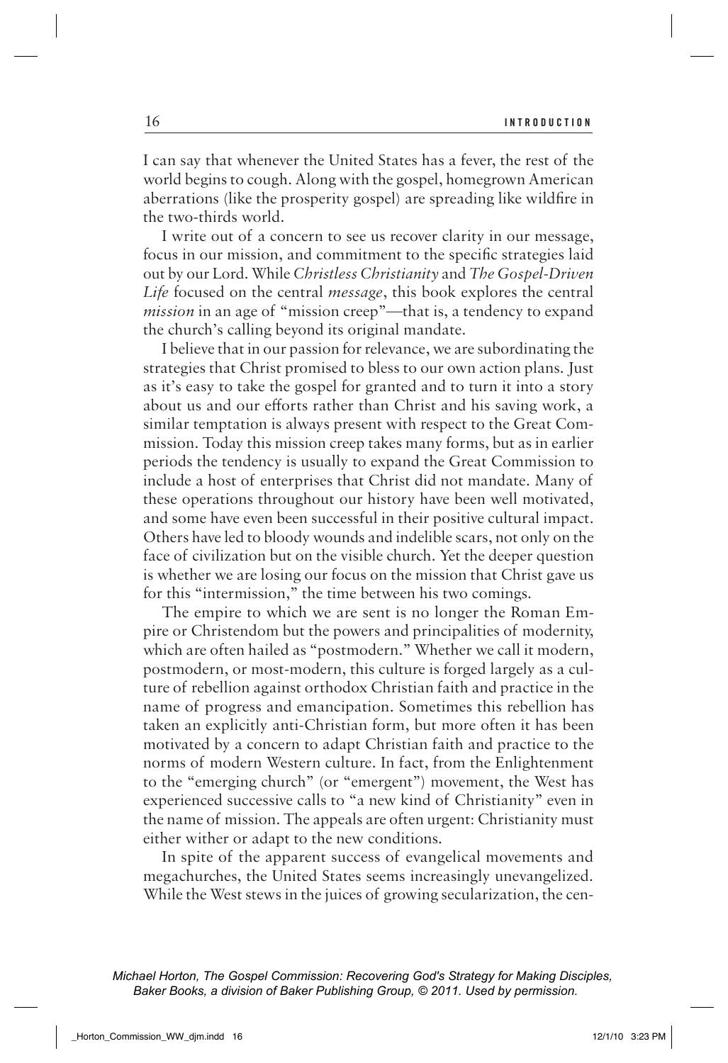I can say that whenever the United States has a fever, the rest of the world begins to cough. Along with the gospel, homegrown American aberrations (like the prosperity gospel) are spreading like wildfire in the two-thirds world.

I write out of a concern to see us recover clarity in our message, focus in our mission, and commitment to the specific strategies laid out by our Lord. While *Christless Christianity* and *The Gospel-Driven Life* focused on the central *message*, this book explores the central *mission* in an age of "mission creep"—that is, a tendency to expand the church's calling beyond its original mandate.

I believe that in our passion for relevance, we are subordinating the strategies that Christ promised to bless to our own action plans. Just as it's easy to take the gospel for granted and to turn it into a story about us and our efforts rather than Christ and his saving work, a similar temptation is always present with respect to the Great Commission. Today this mission creep takes many forms, but as in earlier periods the tendency is usually to expand the Great Commission to include a host of enterprises that Christ did not mandate. Many of these operations throughout our history have been well motivated, and some have even been successful in their positive cultural impact. Others have led to bloody wounds and indelible scars, not only on the face of civilization but on the visible church. Yet the deeper question is whether we are losing our focus on the mission that Christ gave us for this "intermission," the time between his two comings.

The empire to which we are sent is no longer the Roman Empire or Christendom but the powers and principalities of modernity, which are often hailed as "postmodern." Whether we call it modern, postmodern, or most-modern, this culture is forged largely as a culture of rebellion against orthodox Christian faith and practice in the name of progress and emancipation. Sometimes this rebellion has taken an explicitly anti-Christian form, but more often it has been motivated by a concern to adapt Christian faith and practice to the norms of modern Western culture. In fact, from the Enlightenment to the "emerging church" (or "emergent") movement, the West has experienced successive calls to "a new kind of Christianity" even in the name of mission. The appeals are often urgent: Christianity must either wither or adapt to the new conditions.

In spite of the apparent success of evangelical movements and megachurches, the United States seems increasingly unevangelized. While the West stews in the juices of growing secularization, the cen-

*Michael Horton, The Gospel Commission: Recovering God's Strategy for Making Disciples, Baker Books, a division of Baker Publishing Group, © 2011. Used by permission.*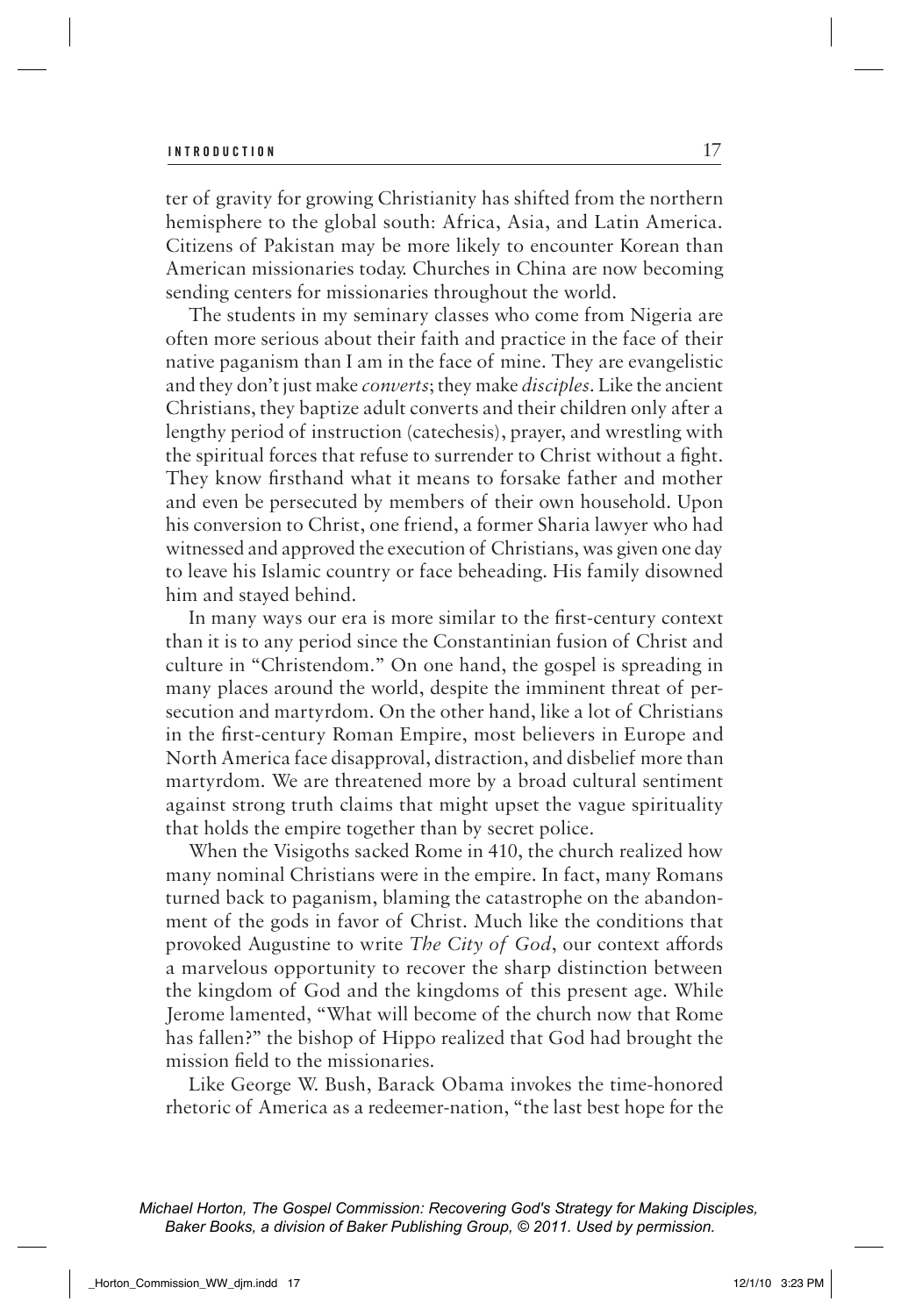ter of gravity for growing Christianity has shifted from the northern hemisphere to the global south: Africa, Asia, and Latin America. Citizens of Pakistan may be more likely to encounter Korean than American missionaries today. Churches in China are now becoming sending centers for missionaries throughout the world.

The students in my seminary classes who come from Nigeria are often more serious about their faith and practice in the face of their native paganism than I am in the face of mine. They are evangelistic and they don't just make *converts*; they make *disciples*. Like the ancient Christians, they baptize adult converts and their children only after a lengthy period of instruction (catechesis), prayer, and wrestling with the spiritual forces that refuse to surrender to Christ without a fight. They know firsthand what it means to forsake father and mother and even be persecuted by members of their own household. Upon his conversion to Christ, one friend, a former Sharia lawyer who had witnessed and approved the execution of Christians, was given one day to leave his Islamic country or face beheading. His family disowned him and stayed behind.

In many ways our era is more similar to the first-century context than it is to any period since the Constantinian fusion of Christ and culture in "Christendom." On one hand, the gospel is spreading in many places around the world, despite the imminent threat of persecution and martyrdom. On the other hand, like a lot of Christians in the first-century Roman Empire, most believers in Europe and North America face disapproval, distraction, and disbelief more than martyrdom. We are threatened more by a broad cultural sentiment against strong truth claims that might upset the vague spirituality that holds the empire together than by secret police.

When the Visigoths sacked Rome in 410, the church realized how many nominal Christians were in the empire. In fact, many Romans turned back to paganism, blaming the catastrophe on the abandonment of the gods in favor of Christ. Much like the conditions that provoked Augustine to write *The City of God*, our context affords a marvelous opportunity to recover the sharp distinction between the kingdom of God and the kingdoms of this present age. While Jerome lamented, "What will become of the church now that Rome has fallen?" the bishop of Hippo realized that God had brought the mission field to the missionaries.

Like George W. Bush, Barack Obama invokes the time-honored rhetoric of America as a redeemer-nation, "the last best hope for the

*Michael Horton, The Gospel Commission: Recovering God's Strategy for Making Disciples, Baker Books, a division of Baker Publishing Group, © 2011. Used by permission.*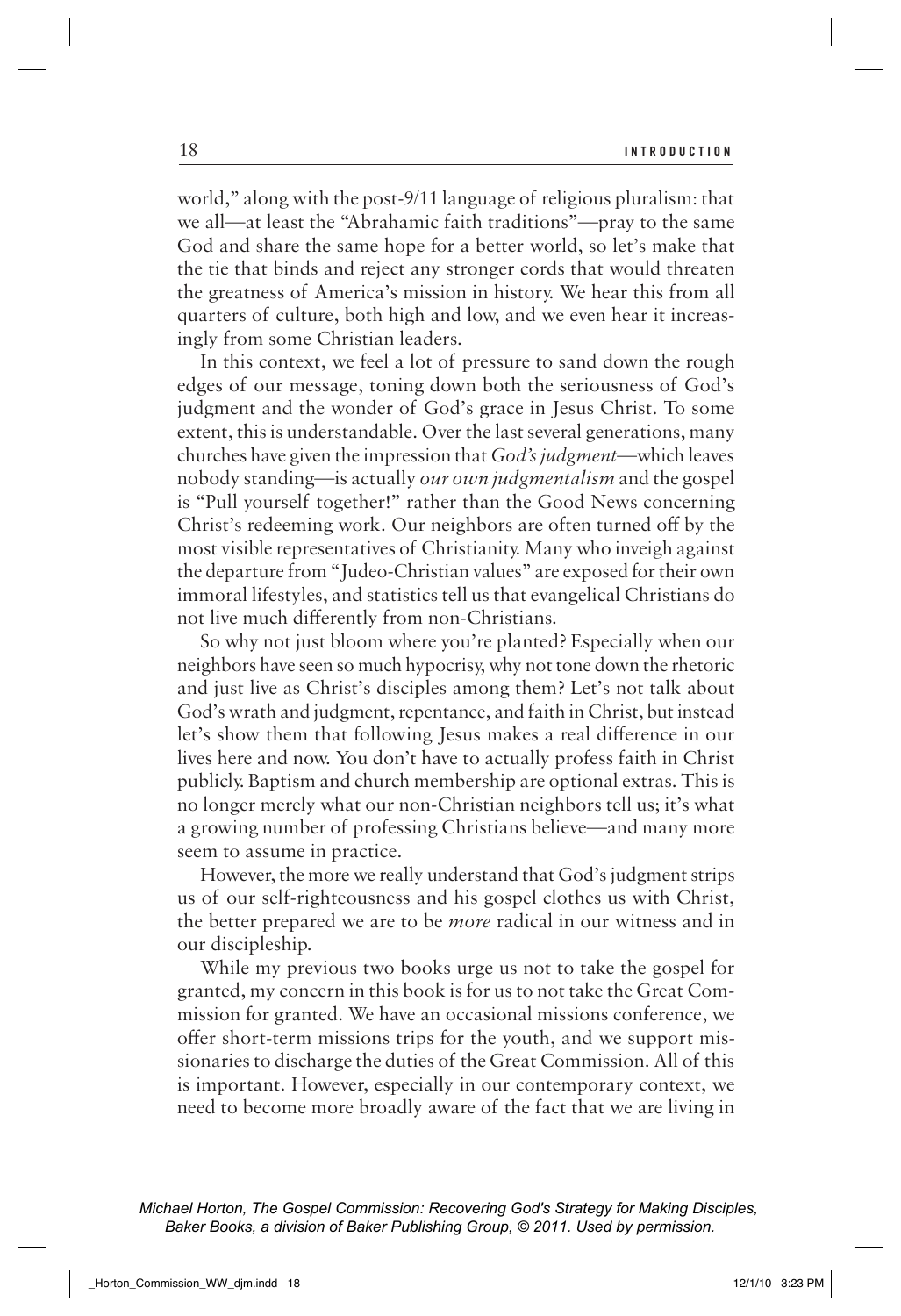world," along with the post-9/11 language of religious pluralism: that we all—at least the "Abrahamic faith traditions"—pray to the same God and share the same hope for a better world, so let's make that the tie that binds and reject any stronger cords that would threaten the greatness of America's mission in history. We hear this from all quarters of culture, both high and low, and we even hear it increasingly from some Christian leaders.

In this context, we feel a lot of pressure to sand down the rough edges of our message, toning down both the seriousness of God's judgment and the wonder of God's grace in Jesus Christ. To some extent, this is understandable. Over the last several generations, many churches have given the impression that *God's judgment*—which leaves nobody standing—is actually *our own judgmentalism* and the gospel is "Pull yourself together!" rather than the Good News concerning Christ's redeeming work. Our neighbors are often turned off by the most visible representatives of Christianity. Many who inveigh against the departure from "Judeo-Christian values" are exposed for their own immoral lifestyles, and statistics tell us that evangelical Christians do not live much differently from non-Christians.

So why not just bloom where you're planted? Especially when our neighbors have seen so much hypocrisy, why not tone down the rhetoric and just live as Christ's disciples among them? Let's not talk about God's wrath and judgment, repentance, and faith in Christ, but instead let's show them that following Jesus makes a real difference in our lives here and now. You don't have to actually profess faith in Christ publicly. Baptism and church membership are optional extras. This is no longer merely what our non-Christian neighbors tell us; it's what a growing number of professing Christians believe—and many more seem to assume in practice.

However, the more we really understand that God's judgment strips us of our self-righteousness and his gospel clothes us with Christ, the better prepared we are to be *more* radical in our witness and in our discipleship.

While my previous two books urge us not to take the gospel for granted, my concern in this book is for us to not take the Great Commission for granted. We have an occasional missions conference, we offer short-term missions trips for the youth, and we support missionaries to discharge the duties of the Great Commission. All of this is important. However, especially in our contemporary context, we need to become more broadly aware of the fact that we are living in

*Michael Horton, The Gospel Commission: Recovering God's Strategy for Making Disciples, Baker Books, a division of Baker Publishing Group, © 2011. Used by permission.*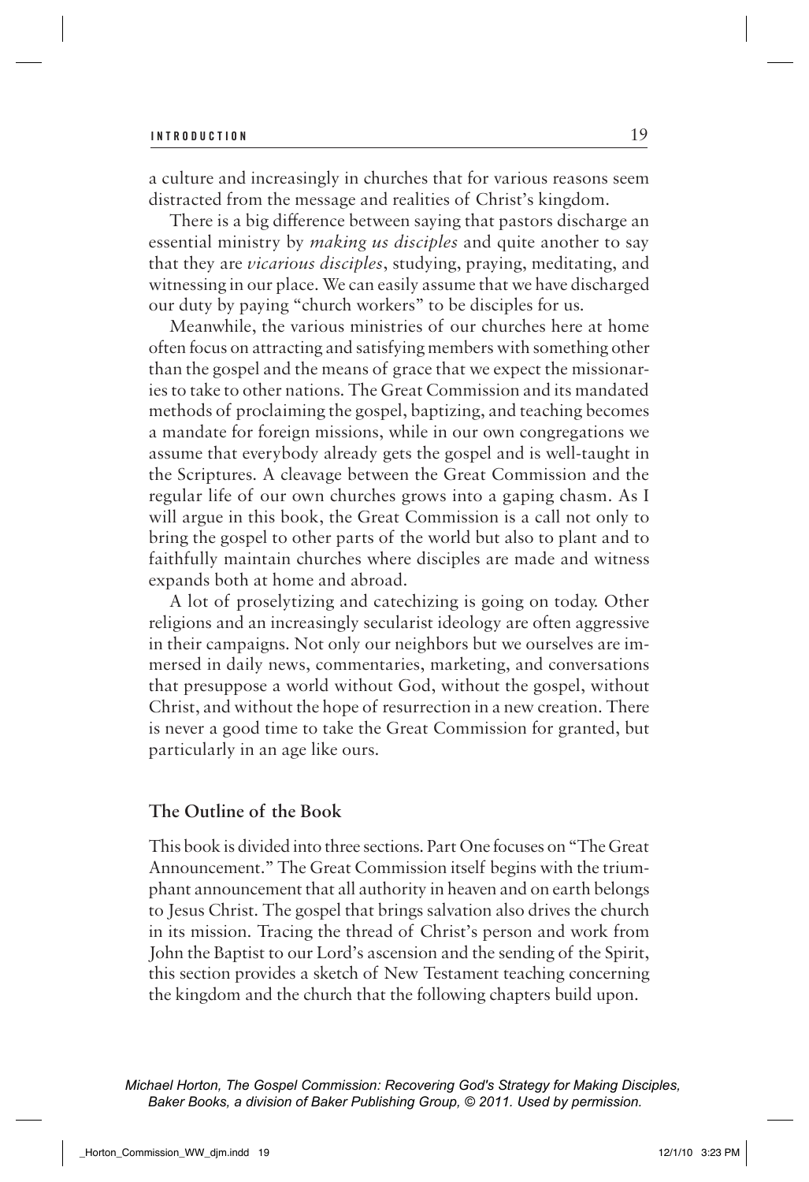a culture and increasingly in churches that for various reasons seem distracted from the message and realities of Christ's kingdom.

There is a big difference between saying that pastors discharge an essential ministry by *making us disciples* and quite another to say that they are *vicarious disciples*, studying, praying, meditating, and witnessing in our place. We can easily assume that we have discharged our duty by paying "church workers" to be disciples for us.

Meanwhile, the various ministries of our churches here at home often focus on attracting and satisfying members with something other than the gospel and the means of grace that we expect the missionaries to take to other nations. The Great Commission and its mandated methods of proclaiming the gospel, baptizing, and teaching becomes a mandate for foreign missions, while in our own congregations we assume that everybody already gets the gospel and is well-taught in the Scriptures. A cleavage between the Great Commission and the regular life of our own churches grows into a gaping chasm. As I will argue in this book, the Great Commission is a call not only to bring the gospel to other parts of the world but also to plant and to faithfully maintain churches where disciples are made and witness expands both at home and abroad.

A lot of proselytizing and catechizing is going on today. Other religions and an increasingly secularist ideology are often aggressive in their campaigns. Not only our neighbors but we ourselves are immersed in daily news, commentaries, marketing, and conversations that presuppose a world without God, without the gospel, without Christ, and without the hope of resurrection in a new creation. There is never a good time to take the Great Commission for granted, but particularly in an age like ours.

## The Outline of the Book

This book is divided into three sections. Part One focuses on "The Great Announcement." The Great Commission itself begins with the triumphant announcement that all authority in heaven and on earth belongs to Jesus Christ. The gospel that brings salvation also drives the church in its mission. Tracing the thread of Christ's person and work from John the Baptist to our Lord's ascension and the sending of the Spirit, this section provides a sketch of New Testament teaching concerning the kingdom and the church that the following chapters build upon.

*Michael Horton, The Gospel Commission: Recovering God's Strategy for Making Disciples, Baker Books, a division of Baker Publishing Group, © 2011. Used by permission.*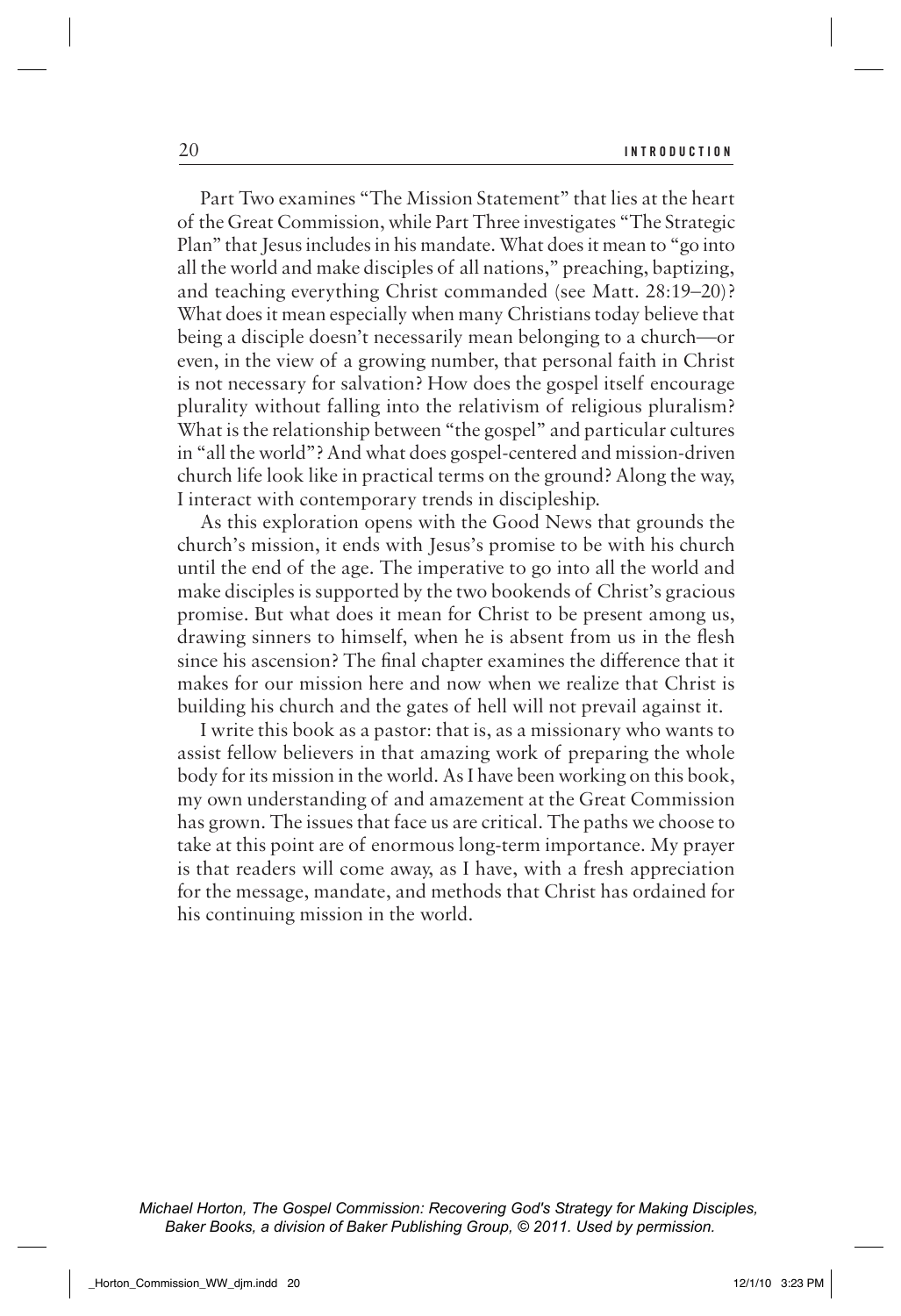Part Two examines "The Mission Statement" that lies at the heart of the Great Commission, while Part Three investigates "The Strategic Plan" that Jesus includes in his mandate. What does it mean to "go into all the world and make disciples of all nations," preaching, baptizing, and teaching everything Christ commanded (see Matt. 28:19–20)? What does it mean especially when many Christians today believe that being a disciple doesn't necessarily mean belonging to a church—or even, in the view of a growing number, that personal faith in Christ is not necessary for salvation? How does the gospel itself encourage plurality without falling into the relativism of religious pluralism? What is the relationship between "the gospel" and particular cultures in "all the world"? And what does gospel-centered and mission-driven church life look like in practical terms on the ground? Along the way, I interact with contemporary trends in discipleship.

As this exploration opens with the Good News that grounds the church's mission, it ends with Jesus's promise to be with his church until the end of the age. The imperative to go into all the world and make disciples is supported by the two bookends of Christ's gracious promise. But what does it mean for Christ to be present among us, drawing sinners to himself, when he is absent from us in the flesh since his ascension? The final chapter examines the difference that it makes for our mission here and now when we realize that Christ is building his church and the gates of hell will not prevail against it.

I write this book as a pastor: that is, as a missionary who wants to assist fellow believers in that amazing work of preparing the whole body for its mission in the world. As I have been working on this book, my own understanding of and amazement at the Great Commission has grown. The issues that face us are critical. The paths we choose to take at this point are of enormous long-term importance. My prayer is that readers will come away, as I have, with a fresh appreciation for the message, mandate, and methods that Christ has ordained for his continuing mission in the world.

*Michael Horton, The Gospel Commission: Recovering God's Strategy for Making Disciples, Baker Books, a division of Baker Publishing Group, © 2011. Used by permission.*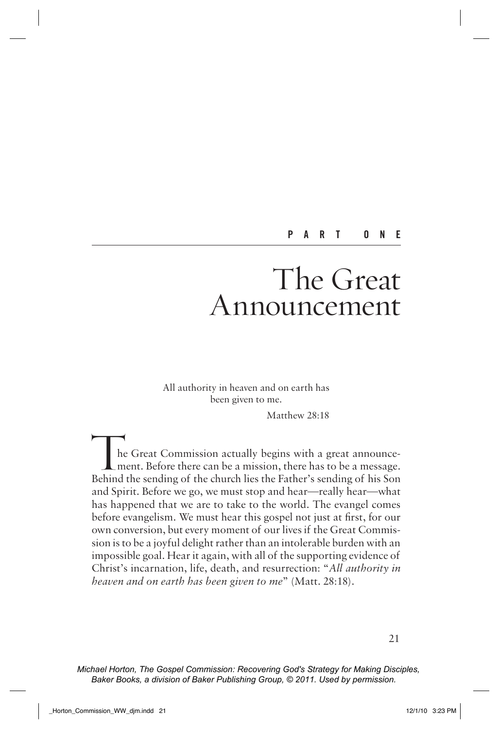## PART ONE

# The Great Announcement

All authority in heaven and on earth has been given to me.

Matthew 28:18

The Great Commission actually begins with a great announcement. Before there can be a mission, there has to be a message. Behind the sending of the church lies the Father's sending of his Son and Spirit. Before we go, we must stop and hear—really hear—what has happened that we are to take to the world. The evangel comes before evangelism. We must hear this gospel not just at first, for our own conversion, but every moment of our lives if the Great Commission is to be a joyful delight rather than an intolerable burden with an impossible goal. Hear it again, with all of the supporting evidence of Christ's incarnation, life, death, and resurrection: "*All authority in heaven and on earth has been given to me*" (Matt. 28:18).

*Michael Horton, The Gospel Commission: Recovering God's Strategy for Making Disciples, Baker Books, a division of Baker Publishing Group, © 2011. Used by permission.*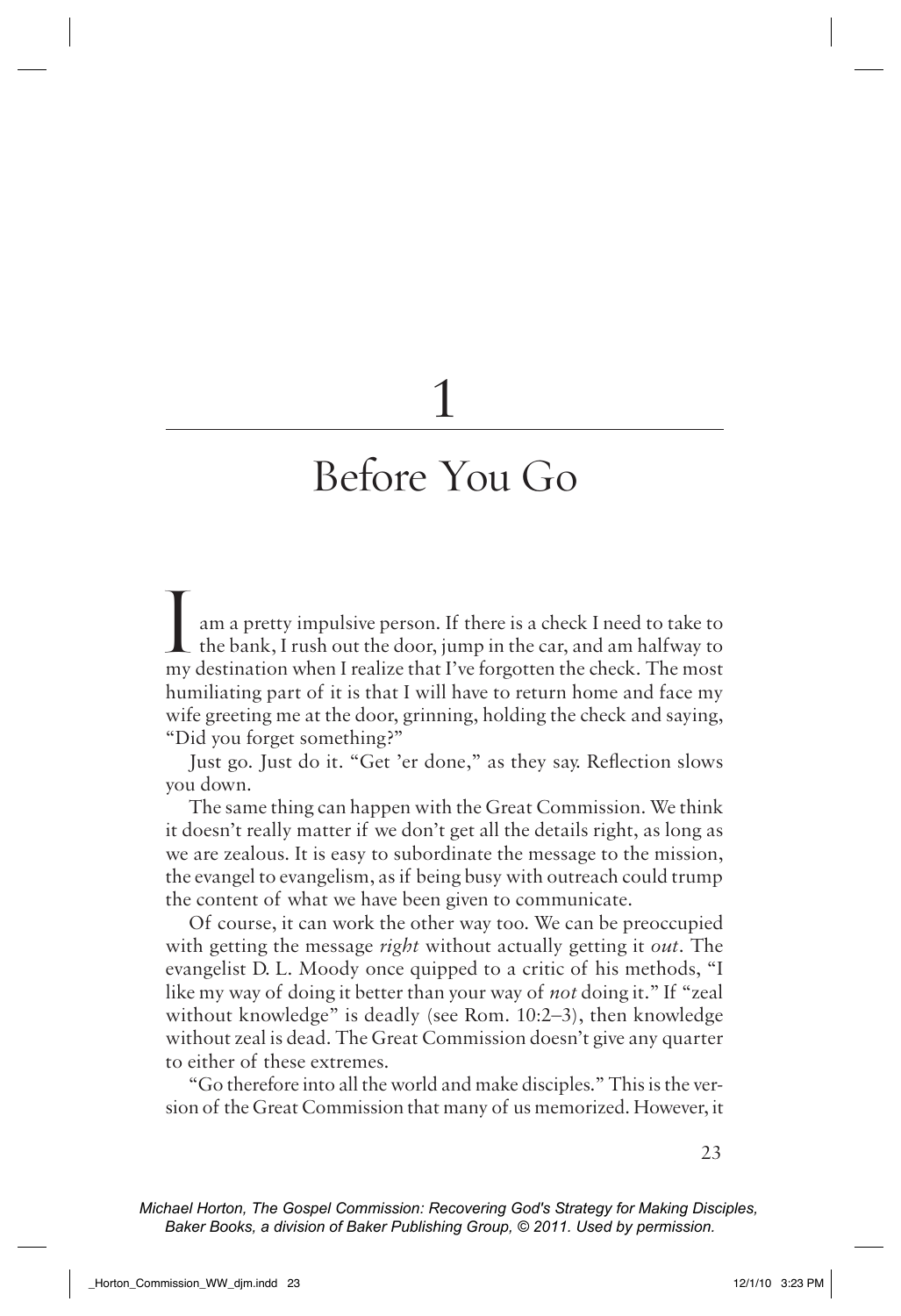# 1

# Before You Go

I am a pretty impulsive person. If there is a check I need to take to the bank, I rush out the door, jump in the car, and am halfway to my destination when I realize that I've forgotten the check. The most humiliating part of it is that I will have to return home and face my wife greeting me at the door, grinning, holding the check and saying, "Did you forget something?"

Just go. Just do it. "Get 'er done," as they say. Reflection slows you down.

The same thing can happen with the Great Commission. We think it doesn't really matter if we don't get all the details right, as long as we are zealous. It is easy to subordinate the message to the mission, the evangel to evangelism, as if being busy with outreach could trump the content of what we have been given to communicate.

Of course, it can work the other way too. We can be preoccupied with getting the message *right* without actually getting it *out*. The evangelist D. L. Moody once quipped to a critic of his methods, "I like my way of doing it better than your way of *not* doing it." If "zeal without knowledge" is deadly (see Rom. 10:2–3), then knowledge without zeal is dead. The Great Commission doesn't give any quarter to either of these extremes.

"Go therefore into all the world and make disciples." This is the version of the Great Commission that many of us memorized. However, it

Michael Horton, The Gospel Commission: Recovering God's Strategy for Making Disciples, Baker Books, a division of Baker Publishing Group, © 2011. Used by permission.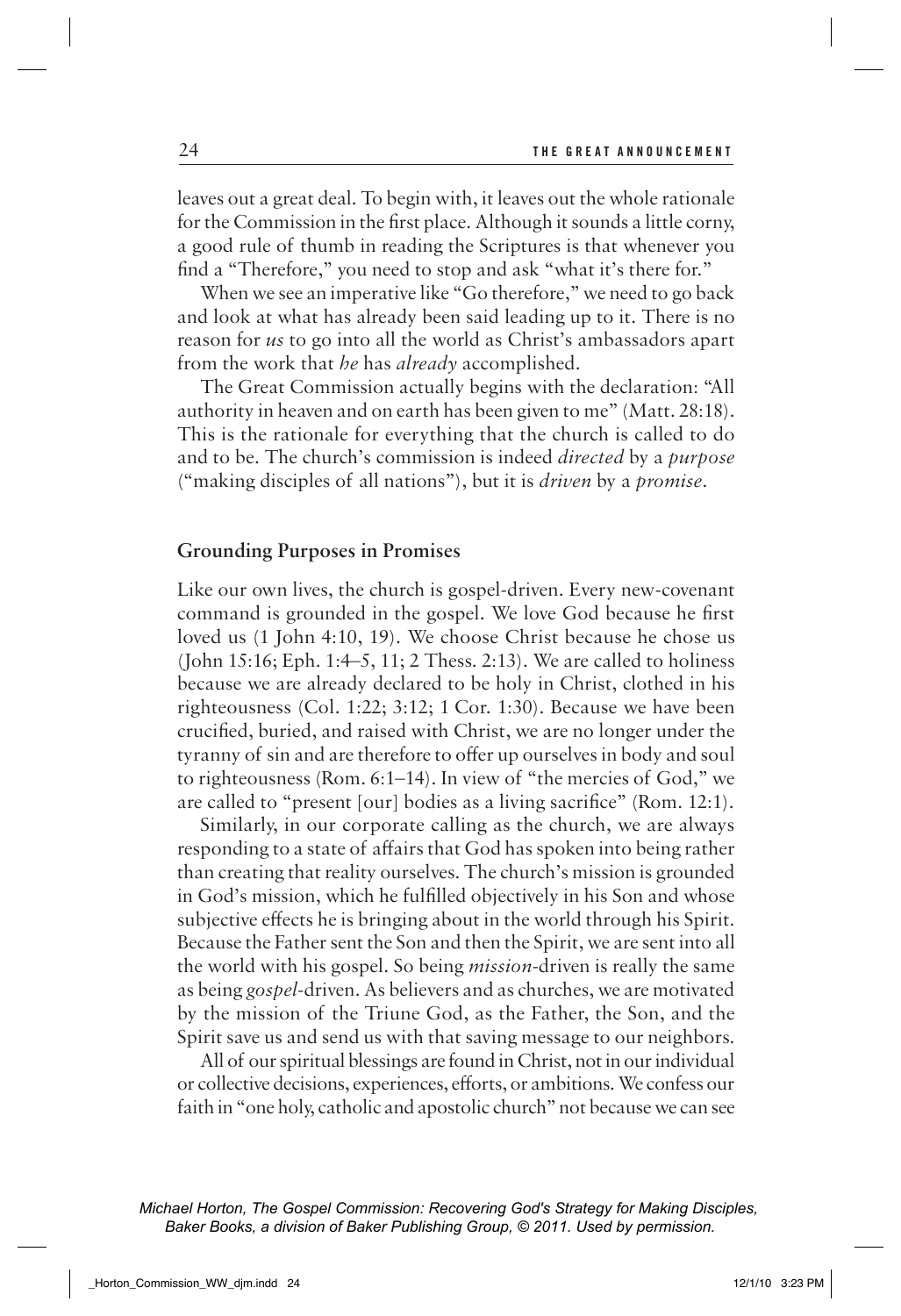leaves out a great deal. To begin with, it leaves out the whole rationale for the Commission in the first place. Although it sounds a little corny, a good rule of thumb in reading the Scriptures is that whenever you find a "Therefore," you need to stop and ask "what it's there for."

When we see an imperative like "Go therefore," we need to go back and look at what has already been said leading up to it. There is no reason for *us* to go into all the world as Christ's ambassadors apart from the work that *he* has *already* accomplished.

The Great Commission actually begins with the declaration: "All authority in heaven and on earth has been given to me" (Matt. 28:18). This is the rationale for everything that the church is called to do and to be. The church's commission is indeed *directed* by a *purpose* ("making disciples of all nations"), but it is *driven* by a *promise*.

## Grounding Purposes in Promises

Like our own lives, the church is gospel-driven. Every new-covenant command is grounded in the gospel. We love God because he first loved us (1 John 4:10, 19). We choose Christ because he chose us (John 15:16; Eph. 1:4–5, 11; 2 Thess. 2:13). We are called to holiness because we are already declared to be holy in Christ, clothed in his righteousness (Col. 1:22; 3:12; 1 Cor. 1:30). Because we have been crucified, buried, and raised with Christ, we are no longer under the tyranny of sin and are therefore to offer up ourselves in body and soul to righteousness (Rom. 6:1–14). In view of "the mercies of God," we are called to "present [our] bodies as a living sacrifice" (Rom. 12:1).

Similarly, in our corporate calling as the church, we are always responding to a state of affairs that God has spoken into being rather than creating that reality ourselves. The church's mission is grounded in God's mission, which he fulfilled objectively in his Son and whose subjective effects he is bringing about in the world through his Spirit. Because the Father sent the Son and then the Spirit, we are sent into all the world with his gospel. So being *mission*-driven is really the same as being *gospel*-driven. As believers and as churches, we are motivated by the mission of the Triune God, as the Father, the Son, and the Spirit save us and send us with that saving message to our neighbors.

All of our spiritual blessings are found in Christ, not in our individual or collective decisions, experiences, efforts, or ambitions. We confess our faith in "one holy, catholic and apostolic church" not because we can see

*Michael Horton, The Gospel Commission: Recovering God's Strategy for Making Disciples, Baker Books, a division of Baker Publishing Group, © 2011. Used by permission.*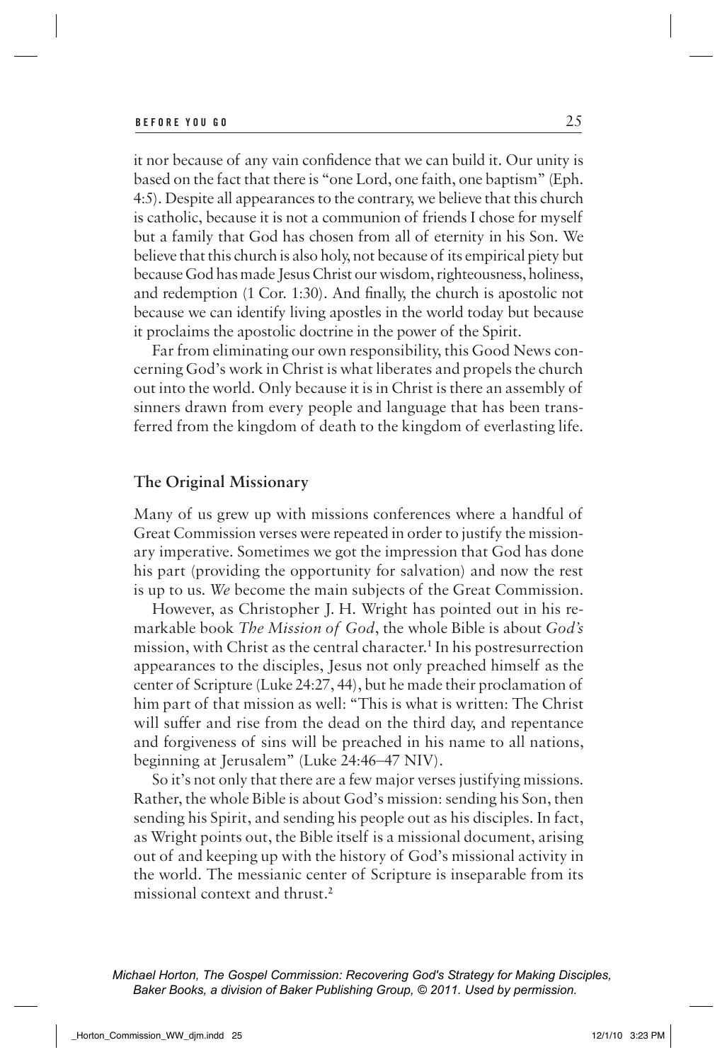it nor because of any vain confidence that we can build it. Our unity is based on the fact that there is "one Lord, one faith, one baptism" (Eph. 4:5). Despite all appearances to the contrary, we believe that this church is catholic, because it is not a communion of friends I chose for myself but a family that God has chosen from all of eternity in his Son. We believe that this church is also holy, not because of its empirical piety but because God has made Jesus Christ our wisdom, righteousness, holiness, and redemption (1 Cor. 1:30). And finally, the church is apostolic not because we can identify living apostles in the world today but because it proclaims the apostolic doctrine in the power of the Spirit.

Far from eliminating our own responsibility, this Good News concerning God's work in Christ is what liberates and propels the church out into the world. Only because it is in Christ is there an assembly of sinners drawn from every people and language that has been transferred from the kingdom of death to the kingdom of everlasting life.

## The Original Missionary

Many of us grew up with missions conferences where a handful of Great Commission verses were repeated in order to justify the missionary imperative. Sometimes we got the impression that God has done his part (providing the opportunity for salvation) and now the rest is up to us. *We* become the main subjects of the Great Commission.

However, as Christopher J. H. Wright has pointed out in his remarkable book *The Mission of God*, the whole Bible is about *God's* mission, with Christ as the central character.[1] In his postresurrection appearances to the disciples, Jesus not only preached himself as the center of Scripture (Luke 24:27, 44), but he made their proclamation of him part of that mission as well: "This is what is written: The Christ will suffer and rise from the dead on the third day, and repentance and forgiveness of sins will be preached in his name to all nations, beginning at Jerusalem" (Luke 24:46–47 NIV).

So it's not only that there are a few major verses justifying missions. Rather, the whole Bible is about God's mission: sending his Son, then sending his Spirit, and sending his people out as his disciples. In fact, as Wright points out, the Bible itself is a missional document, arising out of and keeping up with the history of God's missional activity in the world. The messianic center of Scripture is inseparable from its missional context and thrust.[2]

*Michael Horton, The Gospel Commission: Recovering God's Strategy for Making Disciples, Baker Books, a division of Baker Publishing Group, © 2011. Used by permission.*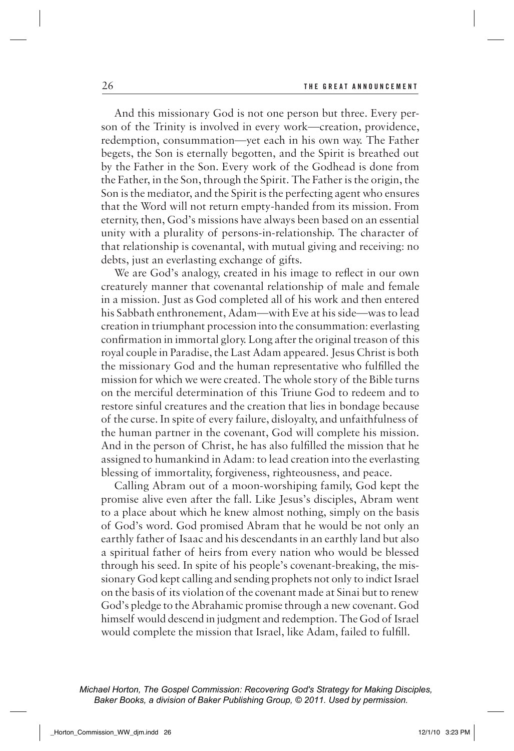And this missionary God is not one person but three. Every person of the Trinity is involved in every work—creation, providence, redemption, consummation—yet each in his own way. The Father begets, the Son is eternally begotten, and the Spirit is breathed out by the Father in the Son. Every work of the Godhead is done from the Father, in the Son, through the Spirit. The Father is the origin, the Son is the mediator, and the Spirit is the perfecting agent who ensures that the Word will not return empty-handed from its mission. From eternity, then, God's missions have always been based on an essential unity with a plurality of persons-in-relationship. The character of that relationship is covenantal, with mutual giving and receiving: no debts, just an everlasting exchange of gifts.

We are God's analogy, created in his image to reflect in our own creaturely manner that covenantal relationship of male and female in a mission. Just as God completed all of his work and then entered his Sabbath enthronement, Adam—with Eve at his side—was to lead creation in triumphant procession into the consummation: everlasting confirmation in immortal glory. Long after the original treason of this royal couple in Paradise, the Last Adam appeared. Jesus Christ is both the missionary God and the human representative who fulfilled the mission for which we were created. The whole story of the Bible turns on the merciful determination of this Triune God to redeem and to restore sinful creatures and the creation that lies in bondage because of the curse. In spite of every failure, disloyalty, and unfaithfulness of the human partner in the covenant, God will complete his mission. And in the person of Christ, he has also fulfilled the mission that he assigned to humankind in Adam: to lead creation into the everlasting blessing of immortality, forgiveness, righteousness, and peace.

Calling Abram out of a moon-worshiping family, God kept the promise alive even after the fall. Like Jesus's disciples, Abram went to a place about which he knew almost nothing, simply on the basis of God's word. God promised Abram that he would be not only an earthly father of Isaac and his descendants in an earthly land but also a spiritual father of heirs from every nation who would be blessed through his seed. In spite of his people's covenant-breaking, the missionary God kept calling and sending prophets not only to indict Israel on the basis of its violation of the covenant made at Sinai but to renew God's pledge to the Abrahamic promise through a new covenant. God himself would descend in judgment and redemption. The God of Israel would complete the mission that Israel, like Adam, failed to fulfill.

*Michael Horton, The Gospel Commission: Recovering God's Strategy for Making Disciples, Baker Books, a division of Baker Publishing Group, © 2011. Used by permission.*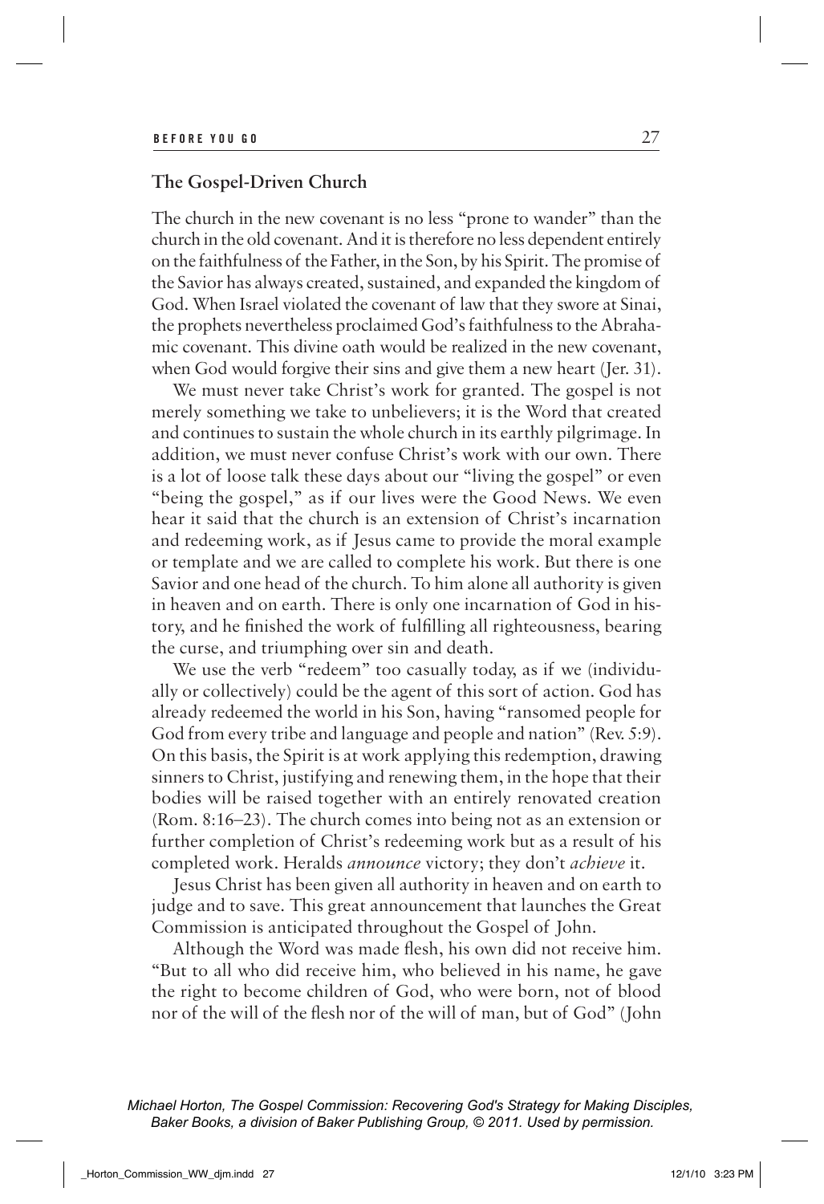## The Gospel-Driven Church

The church in the new covenant is no less "prone to wander" than the church in the old covenant. And it is therefore no less dependent entirely on the faithfulness of the Father, in the Son, by his Spirit. The promise of the Savior has always created, sustained, and expanded the kingdom of God. When Israel violated the covenant of law that they swore at Sinai, the prophets nevertheless proclaimed God's faithfulness to the Abrahamic covenant. This divine oath would be realized in the new covenant, when God would forgive their sins and give them a new heart (Jer. 31).

We must never take Christ's work for granted. The gospel is not merely something we take to unbelievers; it is the Word that created and continues to sustain the whole church in its earthly pilgrimage. In addition, we must never confuse Christ's work with our own. There is a lot of loose talk these days about our "living the gospel" or even "being the gospel," as if our lives were the Good News. We even hear it said that the church is an extension of Christ's incarnation and redeeming work, as if Jesus came to provide the moral example or template and we are called to complete his work. But there is one Savior and one head of the church. To him alone all authority is given in heaven and on earth. There is only one incarnation of God in history, and he finished the work of fulfilling all righteousness, bearing the curse, and triumphing over sin and death.

We use the verb "redeem" too casually today, as if we (individually or collectively) could be the agent of this sort of action. God has already redeemed the world in his Son, having "ransomed people for God from every tribe and language and people and nation" (Rev. 5:9). On this basis, the Spirit is at work applying this redemption, drawing sinners to Christ, justifying and renewing them, in the hope that their bodies will be raised together with an entirely renovated creation (Rom. 8:16–23). The church comes into being not as an extension or further completion of Christ's redeeming work but as a result of his completed work. Heralds *announce* victory; they don't *achieve* it.

Jesus Christ has been given all authority in heaven and on earth to judge and to save. This great announcement that launches the Great Commission is anticipated throughout the Gospel of John.

Although the Word was made flesh, his own did not receive him. "But to all who did receive him, who believed in his name, he gave the right to become children of God, who were born, not of blood nor of the will of the flesh nor of the will of man, but of God" (John

*Michael Horton, The Gospel Commission: Recovering God's Strategy for Making Disciples, Baker Books, a division of Baker Publishing Group, © 2011. Used by permission.*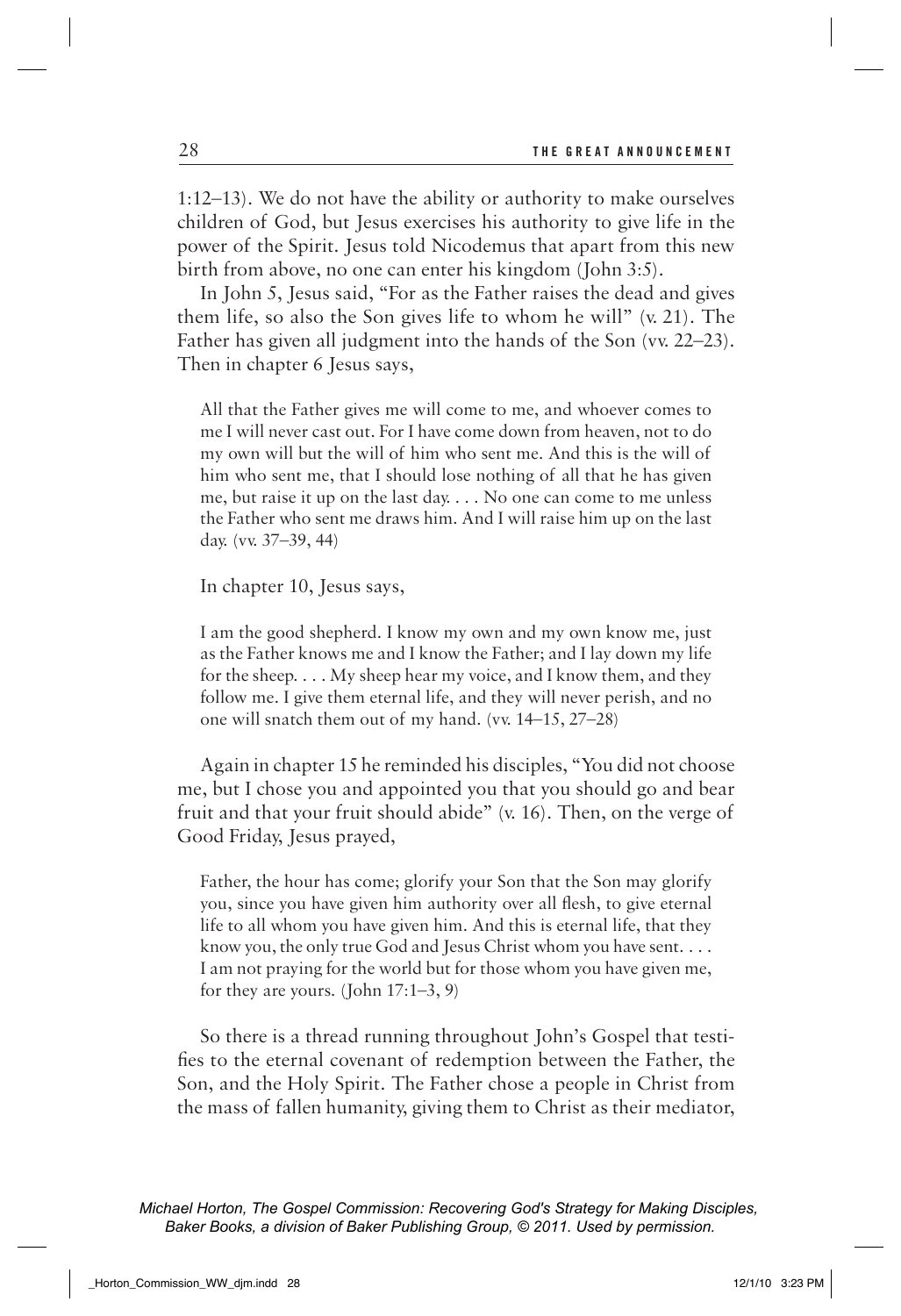1:12–13). We do not have the ability or authority to make ourselves children of God, but Jesus exercises his authority to give life in the power of the Spirit. Jesus told Nicodemus that apart from this new birth from above, no one can enter his kingdom (John 3:5).

In John 5, Jesus said, "For as the Father raises the dead and gives them life, so also the Son gives life to whom he will" (v. 21). The Father has given all judgment into the hands of the Son (vv. 22–23). Then in chapter 6 Jesus says,

> All that the Father gives me will come to me, and whoever comes to me I will never cast out. For I have come down from heaven, not to do my own will but the will of him who sent me. And this is the will of him who sent me, that I should lose nothing of all that he has given me, but raise it up on the last day. . . . No one can come to me unless the Father who sent me draws him. And I will raise him up on the last day. (vv. 37–39, 44)

In chapter 10, Jesus says,

> I am the good shepherd. I know my own and my own know me, just as the Father knows me and I know the Father; and I lay down my life for the sheep. . . . My sheep hear my voice, and I know them, and they follow me. I give them eternal life, and they will never perish, and no one will snatch them out of my hand. (vv. 14–15, 27–28)

Again in chapter 15 he reminded his disciples, "You did not choose me, but I chose you and appointed you that you should go and bear fruit and that your fruit should abide" (v. 16). Then, on the verge of Good Friday, Jesus prayed,

> Father, the hour has come; glorify your Son that the Son may glorify you, since you have given him authority over all flesh, to give eternal life to all whom you have given him. And this is eternal life, that they know you, the only true God and Jesus Christ whom you have sent. . . . I am not praying for the world but for those whom you have given me, for they are yours. (John 17:1–3, 9)

So there is a thread running throughout John's Gospel that testifies to the eternal covenant of redemption between the Father, the Son, and the Holy Spirit. The Father chose a people in Christ from the mass of fallen humanity, giving them to Christ as their mediator,

*Michael Horton, The Gospel Commission: Recovering God's Strategy for Making Disciples, Baker Books, a division of Baker Publishing Group, © 2011. Used by permission.*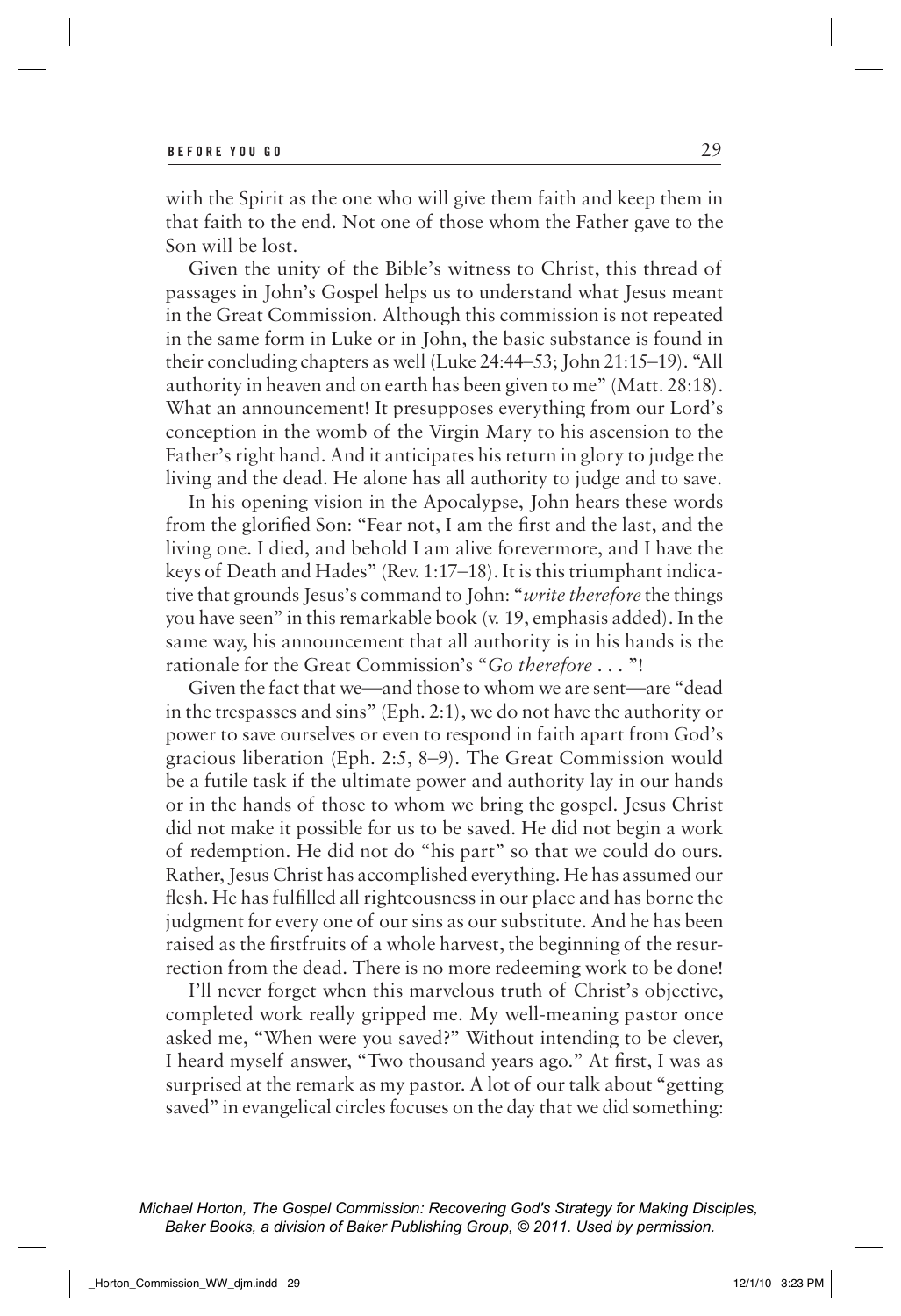with the Spirit as the one who will give them faith and keep them in that faith to the end. Not one of those whom the Father gave to the Son will be lost.

Given the unity of the Bible's witness to Christ, this thread of passages in John's Gospel helps us to understand what Jesus meant in the Great Commission. Although this commission is not repeated in the same form in Luke or in John, the basic substance is found in their concluding chapters as well (Luke 24:44–53; John 21:15–19). "All authority in heaven and on earth has been given to me" (Matt. 28:18). What an announcement! It presupposes everything from our Lord's conception in the womb of the Virgin Mary to his ascension to the Father's right hand. And it anticipates his return in glory to judge the living and the dead. He alone has all authority to judge and to save.

In his opening vision in the Apocalypse, John hears these words from the glorified Son: "Fear not, I am the first and the last, and the living one. I died, and behold I am alive forevermore, and I have the keys of Death and Hades" (Rev. 1:17–18). It is this triumphant indicative that grounds Jesus's command to John: "*write therefore* the things you have seen" in this remarkable book (v. 19, emphasis added). In the same way, his announcement that all authority is in his hands is the rationale for the Great Commission's "*Go therefore . . .* "!

Given the fact that we—and those to whom we are sent—are "dead in the trespasses and sins" (Eph. 2:1), we do not have the authority or power to save ourselves or even to respond in faith apart from God's gracious liberation (Eph. 2:5, 8–9). The Great Commission would be a futile task if the ultimate power and authority lay in our hands or in the hands of those to whom we bring the gospel. Jesus Christ did not make it possible for us to be saved. He did not begin a work of redemption. He did not do "his part" so that we could do ours. Rather, Jesus Christ has accomplished everything. He has assumed our flesh. He has fulfilled all righteousness in our place and has borne the judgment for every one of our sins as our substitute. And he has been raised as the firstfruits of a whole harvest, the beginning of the resurrection from the dead. There is no more redeeming work to be done!

I'll never forget when this marvelous truth of Christ's objective, completed work really gripped me. My well-meaning pastor once asked me, "When were you saved?" Without intending to be clever, I heard myself answer, "Two thousand years ago." At first, I was as surprised at the remark as my pastor. A lot of our talk about "getting saved" in evangelical circles focuses on the day that we did something:

*Michael Horton, The Gospel Commission: Recovering God's Strategy for Making Disciples, Baker Books, a division of Baker Publishing Group, © 2011. Used by permission.*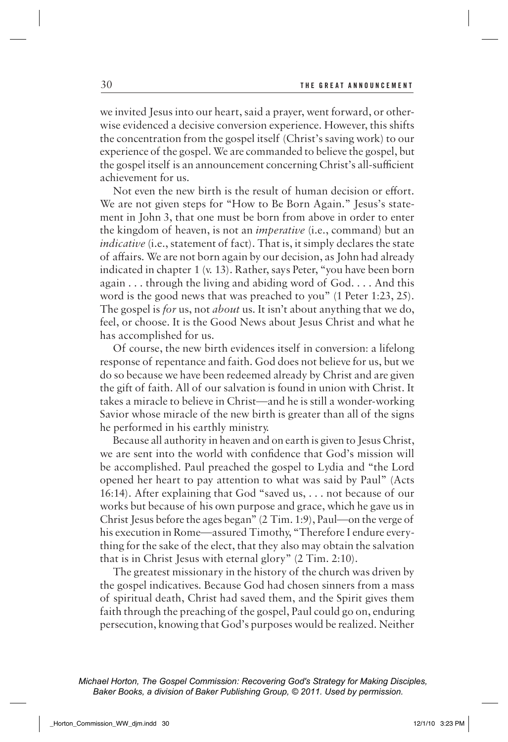we invited Jesus into our heart, said a prayer, went forward, or otherwise evidenced a decisive conversion experience. However, this shifts the concentration from the gospel itself (Christ's saving work) to our experience of the gospel. We are commanded to believe the gospel, but the gospel itself is an announcement concerning Christ's all-sufficient achievement for us.

Not even the new birth is the result of human decision or effort. We are not given steps for "How to Be Born Again." Jesus's statement in John 3, that one must be born from above in order to enter the kingdom of heaven, is not an *imperative* (i.e., command) but an *indicative* (i.e., statement of fact). That is, it simply declares the state of affairs. We are not born again by our decision, as John had already indicated in chapter 1 (v. 13). Rather, says Peter, "you have been born again . . . through the living and abiding word of God. . . . And this word is the good news that was preached to you" (1 Peter 1:23, 25). The gospel is *for* us, not *about* us. It isn't about anything that we do, feel, or choose. It is the Good News about Jesus Christ and what he has accomplished for us.

Of course, the new birth evidences itself in conversion: a lifelong response of repentance and faith. God does not believe for us, but we do so because we have been redeemed already by Christ and are given the gift of faith. All of our salvation is found in union with Christ. It takes a miracle to believe in Christ—and he is still a wonder-working Savior whose miracle of the new birth is greater than all of the signs he performed in his earthly ministry.

Because all authority in heaven and on earth is given to Jesus Christ, we are sent into the world with confidence that God's mission will be accomplished. Paul preached the gospel to Lydia and "the Lord opened her heart to pay attention to what was said by Paul" (Acts 16:14). After explaining that God "saved us, . . . not because of our works but because of his own purpose and grace, which he gave us in Christ Jesus before the ages began" (2 Tim. 1:9), Paul—on the verge of his execution in Rome—assured Timothy, "Therefore I endure everything for the sake of the elect, that they also may obtain the salvation that is in Christ Jesus with eternal glory" (2 Tim. 2:10).

The greatest missionary in the history of the church was driven by the gospel indicatives. Because God had chosen sinners from a mass of spiritual death, Christ had saved them, and the Spirit gives them faith through the preaching of the gospel, Paul could go on, enduring persecution, knowing that God's purposes would be realized. Neither

*Michael Horton, The Gospel Commission: Recovering God's Strategy for Making Disciples, Baker Books, a division of Baker Publishing Group, © 2011. Used by permission.*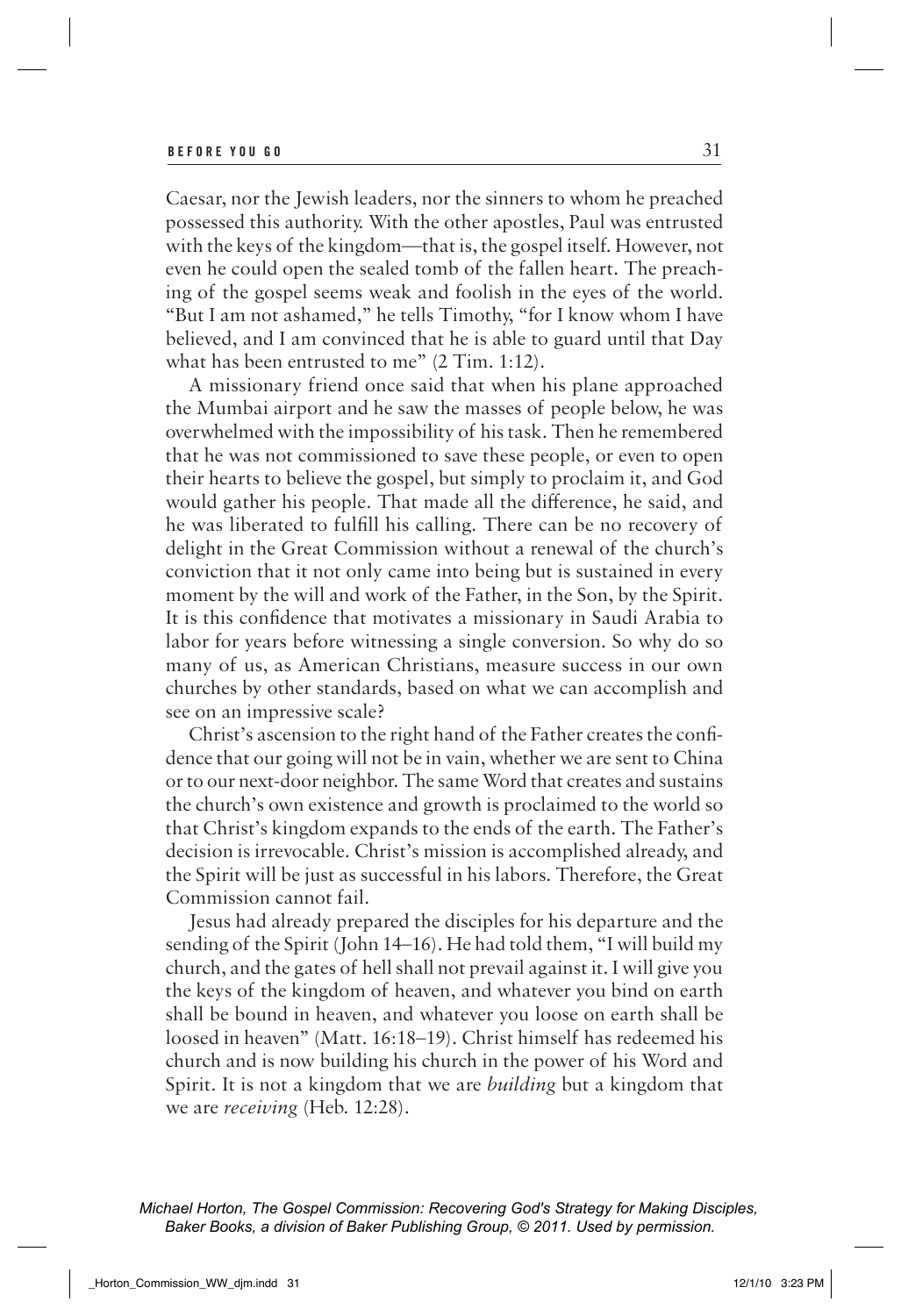Caesar, nor the Jewish leaders, nor the sinners to whom he preached possessed this authority. With the other apostles, Paul was entrusted with the keys of the kingdom—that is, the gospel itself. However, not even he could open the sealed tomb of the fallen heart. The preaching of the gospel seems weak and foolish in the eyes of the world. "But I am not ashamed," he tells Timothy, "for I know whom I have believed, and I am convinced that he is able to guard until that Day what has been entrusted to me" (2 Tim. 1:12).

A missionary friend once said that when his plane approached the Mumbai airport and he saw the masses of people below, he was overwhelmed with the impossibility of his task. Then he remembered that he was not commissioned to save these people, or even to open their hearts to believe the gospel, but simply to proclaim it, and God would gather his people. That made all the difference, he said, and he was liberated to fulfill his calling. There can be no recovery of delight in the Great Commission without a renewal of the church's conviction that it not only came into being but is sustained in every moment by the will and work of the Father, in the Son, by the Spirit. It is this confidence that motivates a missionary in Saudi Arabia to labor for years before witnessing a single conversion. So why do so many of us, as American Christians, measure success in our own churches by other standards, based on what we can accomplish and see on an impressive scale?

Christ's ascension to the right hand of the Father creates the confidence that our going will not be in vain, whether we are sent to China or to our next-door neighbor. The same Word that creates and sustains the church's own existence and growth is proclaimed to the world so that Christ's kingdom expands to the ends of the earth. The Father's decision is irrevocable. Christ's mission is accomplished already, and the Spirit will be just as successful in his labors. Therefore, the Great Commission cannot fail.

Jesus had already prepared the disciples for his departure and the sending of the Spirit (John 14–16). He had told them, "I will build my church, and the gates of hell shall not prevail against it. I will give you the keys of the kingdom of heaven, and whatever you bind on earth shall be bound in heaven, and whatever you loose on earth shall be loosed in heaven" (Matt. 16:18–19). Christ himself has redeemed his church and is now building his church in the power of his Word and Spirit. It is not a kingdom that we are *building* but a kingdom that we are *receiving* (Heb. 12:28).

*Michael Horton, The Gospel Commission: Recovering God's Strategy for Making Disciples, Baker Books, a division of Baker Publishing Group, © 2011. Used by permission.*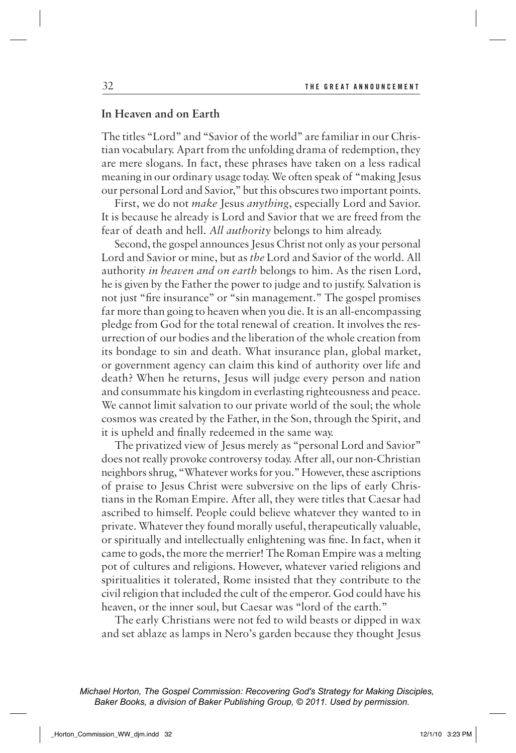## In Heaven and on Earth

The titles "Lord" and "Savior of the world" are familiar in our Christian vocabulary. Apart from the unfolding drama of redemption, they are mere slogans. In fact, these phrases have taken on a less radical meaning in our ordinary usage today. We often speak of "making Jesus our personal Lord and Savior," but this obscures two important points.

First, we do not *make* Jesus *anything*, especially Lord and Savior. It is because he already is Lord and Savior that we are freed from the fear of death and hell. *All authority* belongs to him already.

Second, the gospel announces Jesus Christ not only as your personal Lord and Savior or mine, but as *the* Lord and Savior of the world. All authority *in heaven and on earth* belongs to him. As the risen Lord, he is given by the Father the power to judge and to justify. Salvation is not just "fire insurance" or "sin management." The gospel promises far more than going to heaven when you die. It is an all-encompassing pledge from God for the total renewal of creation. It involves the resurrection of our bodies and the liberation of the whole creation from its bondage to sin and death. What insurance plan, global market, or government agency can claim this kind of authority over life and death? When he returns, Jesus will judge every person and nation and consummate his kingdom in everlasting righteousness and peace. We cannot limit salvation to our private world of the soul; the whole cosmos was created by the Father, in the Son, through the Spirit, and it is upheld and finally redeemed in the same way.

The privatized view of Jesus merely as "personal Lord and Savior" does not really provoke controversy today. After all, our non-Christian neighbors shrug, "Whatever works for you." However, these ascriptions of praise to Jesus Christ were subversive on the lips of early Christians in the Roman Empire. After all, they were titles that Caesar had ascribed to himself. People could believe whatever they wanted to in private. Whatever they found morally useful, therapeutically valuable, or spiritually and intellectually enlightening was fine. In fact, when it came to gods, the more the merrier! The Roman Empire was a melting pot of cultures and religions. However, whatever varied religions and spiritualities it tolerated, Rome insisted that they contribute to the civil religion that included the cult of the emperor. God could have his heaven, or the inner soul, but Caesar was "lord of the earth."

The early Christians were not fed to wild beasts or dipped in wax and set ablaze as lamps in Nero's garden because they thought Jesus

*Michael Horton, The Gospel Commission: Recovering God's Strategy for Making Disciples, Baker Books, a division of Baker Publishing Group, © 2011. Used by permission.*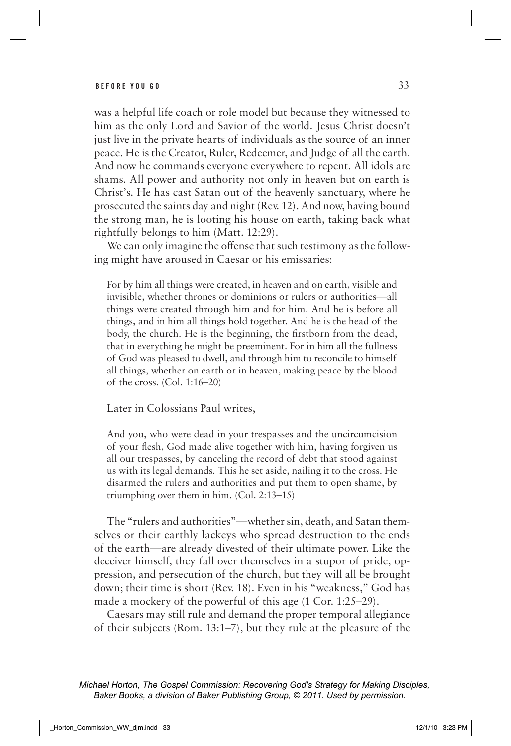was a helpful life coach or role model but because they witnessed to him as the only Lord and Savior of the world. Jesus Christ doesn't just live in the private hearts of individuals as the source of an inner peace. He is the Creator, Ruler, Redeemer, and Judge of all the earth. And now he commands everyone everywhere to repent. All idols are shams. All power and authority not only in heaven but on earth is Christ's. He has cast Satan out of the heavenly sanctuary, where he prosecuted the saints day and night (Rev. 12). And now, having bound the strong man, he is looting his house on earth, taking back what rightfully belongs to him (Matt. 12:29).

We can only imagine the offense that such testimony as the following might have aroused in Caesar or his emissaries:

> For by him all things were created, in heaven and on earth, visible and invisible, whether thrones or dominions or rulers or authorities—all things were created through him and for him. And he is before all things, and in him all things hold together. And he is the head of the body, the church. He is the beginning, the firstborn from the dead, that in everything he might be preeminent. For in him all the fullness of God was pleased to dwell, and through him to reconcile to himself all things, whether on earth or in heaven, making peace by the blood of the cross. (Col. 1:16–20)

Later in Colossians Paul writes,

> And you, who were dead in your trespasses and the uncircumcision of your flesh, God made alive together with him, having forgiven us all our trespasses, by canceling the record of debt that stood against us with its legal demands. This he set aside, nailing it to the cross. He disarmed the rulers and authorities and put them to open shame, by triumphing over them in him. (Col. 2:13–15)

The "rulers and authorities"—whether sin, death, and Satan themselves or their earthly lackeys who spread destruction to the ends of the earth—are already divested of their ultimate power. Like the deceiver himself, they fall over themselves in a stupor of pride, oppression, and persecution of the church, but they will all be brought down; their time is short (Rev. 18). Even in his "weakness," God has made a mockery of the powerful of this age (1 Cor. 1:25–29).

Caesars may still rule and demand the proper temporal allegiance of their subjects (Rom. 13:1–7), but they rule at the pleasure of the

*Michael Horton, The Gospel Commission: Recovering God's Strategy for Making Disciples, Baker Books, a division of Baker Publishing Group, © 2011. Used by permission.*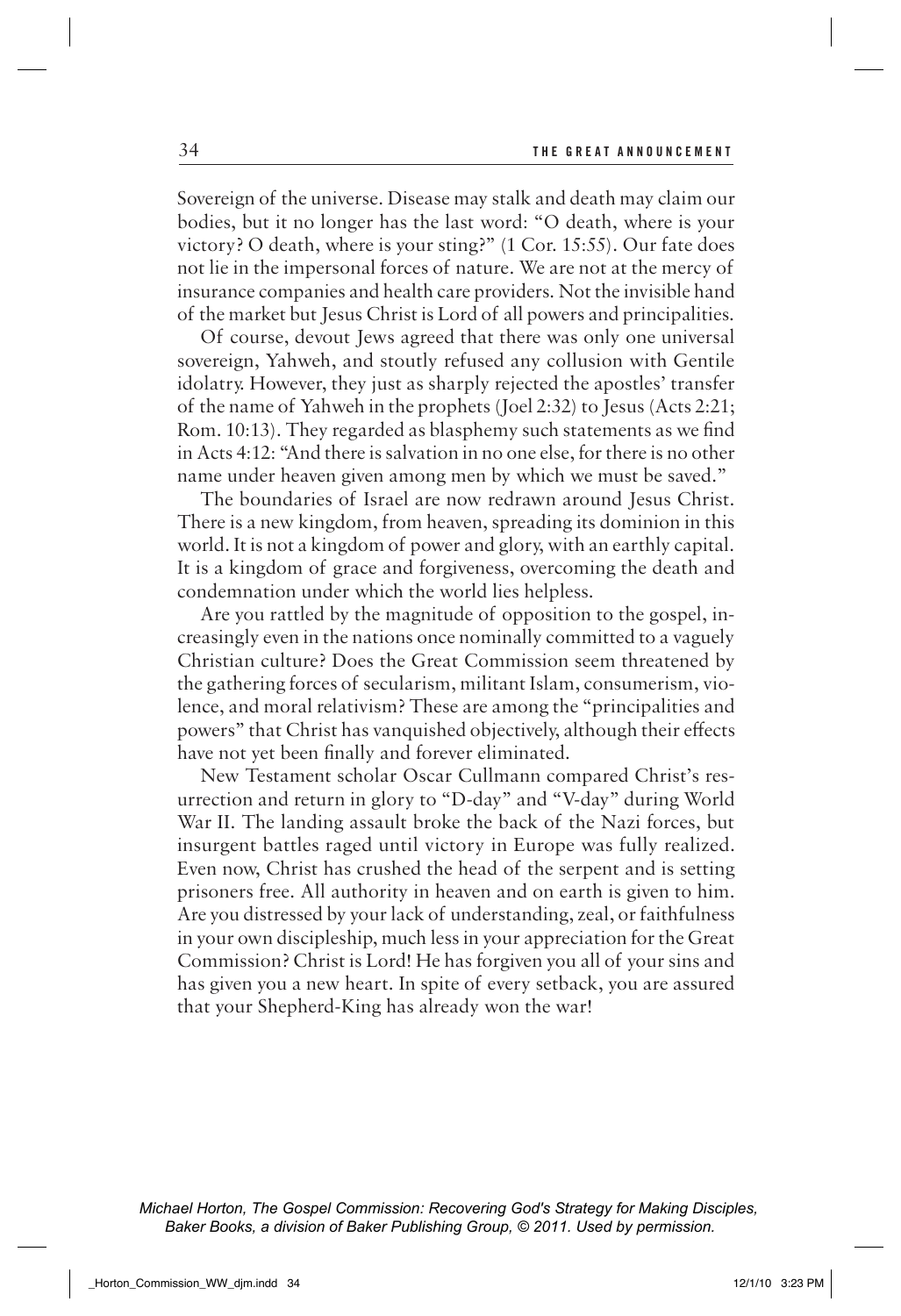Sovereign of the universe. Disease may stalk and death may claim our bodies, but it no longer has the last word: "O death, where is your victory? O death, where is your sting?" (1 Cor. 15:55). Our fate does not lie in the impersonal forces of nature. We are not at the mercy of insurance companies and health care providers. Not the invisible hand of the market but Jesus Christ is Lord of all powers and principalities.

Of course, devout Jews agreed that there was only one universal sovereign, Yahweh, and stoutly refused any collusion with Gentile idolatry. However, they just as sharply rejected the apostles' transfer of the name of Yahweh in the prophets (Joel 2:32) to Jesus (Acts 2:21; Rom. 10:13). They regarded as blasphemy such statements as we find in Acts 4:12: "And there is salvation in no one else, for there is no other name under heaven given among men by which we must be saved."

The boundaries of Israel are now redrawn around Jesus Christ. There is a new kingdom, from heaven, spreading its dominion in this world. It is not a kingdom of power and glory, with an earthly capital. It is a kingdom of grace and forgiveness, overcoming the death and condemnation under which the world lies helpless.

Are you rattled by the magnitude of opposition to the gospel, increasingly even in the nations once nominally committed to a vaguely Christian culture? Does the Great Commission seem threatened by the gathering forces of secularism, militant Islam, consumerism, violence, and moral relativism? These are among the "principalities and powers" that Christ has vanquished objectively, although their effects have not yet been finally and forever eliminated.

New Testament scholar Oscar Cullmann compared Christ's resurrection and return in glory to "D-day" and "V-day" during World War II. The landing assault broke the back of the Nazi forces, but insurgent battles raged until victory in Europe was fully realized. Even now, Christ has crushed the head of the serpent and is setting prisoners free. All authority in heaven and on earth is given to him. Are you distressed by your lack of understanding, zeal, or faithfulness in your own discipleship, much less in your appreciation for the Great Commission? Christ is Lord! He has forgiven you all of your sins and has given you a new heart. In spite of every setback, you are assured that your Shepherd-King has already won the war!

*Michael Horton, The Gospel Commission: Recovering God's Strategy for Making Disciples, Baker Books, a division of Baker Publishing Group, © 2011. Used by permission.*